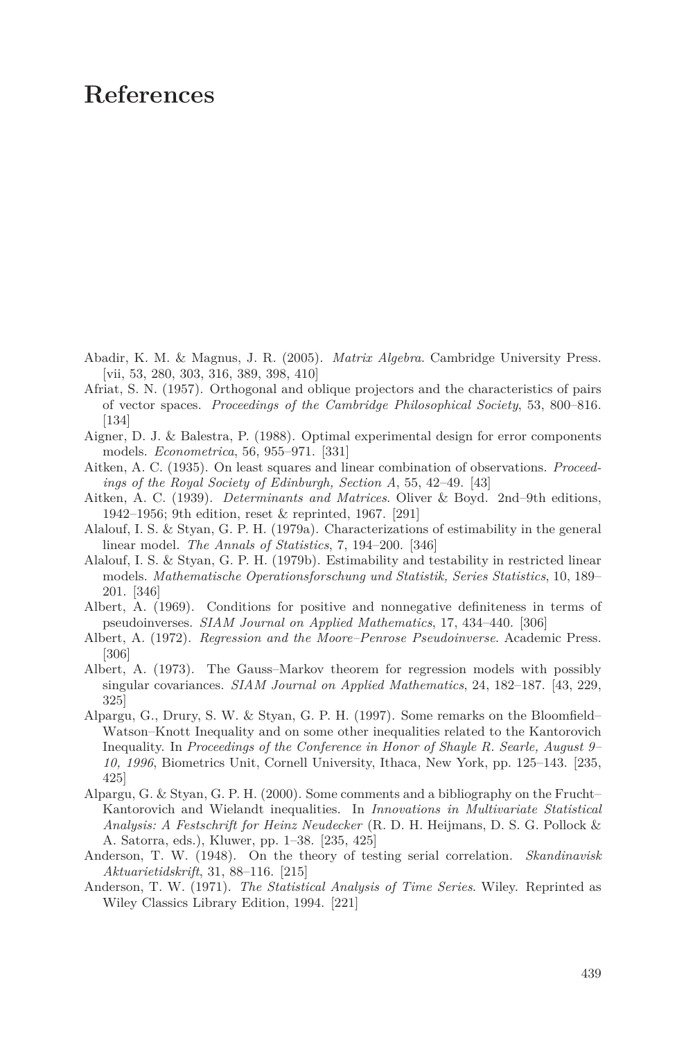# References

Abadir, K. M. & Magnus, J. R. (2005). *Matrix Algebra*. Cambridge University Press. [vii, 53, 280, 303, 316, 389, 398, 410]

Afriat, S. N. (1957). Orthogonal and oblique projectors and the characteristics of pairs of vector spaces. *Proceedings of the Cambridge Philosophical Society*, 53, 800–816. [134]

Aigner, D. J. & Balestra, P. (1988). Optimal experimental design for error components models. *Econometrica*, 56, 955–971. [331]

Aitken, A. C. (1935). On least squares and linear combination of observations. *Proceedings of the Royal Society of Edinburgh, Section A*, 55, 42–49. [43]

Aitken, A. C. (1939). *Determinants and Matrices*. Oliver & Boyd. 2nd–9th editions, 1942–1956; 9th edition, reset & reprinted, 1967. [291]

Alalouf, I. S. & Styan, G. P. H. (1979a). Characterizations of estimability in the general linear model. *The Annals of Statistics*, 7, 194–200. [346]

Alalouf, I. S. & Styan, G. P. H. (1979b). Estimability and testability in restricted linear models. *Mathematische Operationsforschung und Statistik, Series Statistics*, 10, 189–201. [346]

Albert, A. (1969). Conditions for positive and nonnegative definiteness in terms of pseudoinverses. *SIAM Journal on Applied Mathematics*, 17, 434–440. [306]

Albert, A. (1972). *Regression and the Moore–Penrose Pseudoinverse*. Academic Press. [306]

Albert, A. (1973). The Gauss–Markov theorem for regression models with possibly singular covariances. *SIAM Journal on Applied Mathematics*, 24, 182–187. [43, 229, 325]

Alpargu, G., Drury, S. W. & Styan, G. P. H. (1997). Some remarks on the Bloomfield–Watson–Knott Inequality and on some other inequalities related to the Kantorovich Inequality. In *Proceedings of the Conference in Honor of Shayle R. Searle, August 9–10, 1996*, Biometrics Unit, Cornell University, Ithaca, New York, pp. 125–143. [235, 425]

Alpargu, G. & Styan, G. P. H. (2000). Some comments and a bibliography on the Frucht–Kantorovich and Wielandt inequalities. In *Innovations in Multivariate Statistical Analysis: A Festschrift for Heinz Neudecker* (R. D. H. Heijmans, D. S. G. Pollock & A. Satorra, eds.), Kluwer, pp. 1–38. [235, 425]

Anderson, T. W. (1948). On the theory of testing serial correlation. *Skandinavisk Aktuarietidskrift*, 31, 88–116. [215]

Anderson, T. W. (1971). *The Statistical Analysis of Time Series*. Wiley. Reprinted as Wiley Classics Library Edition, 1994. [221]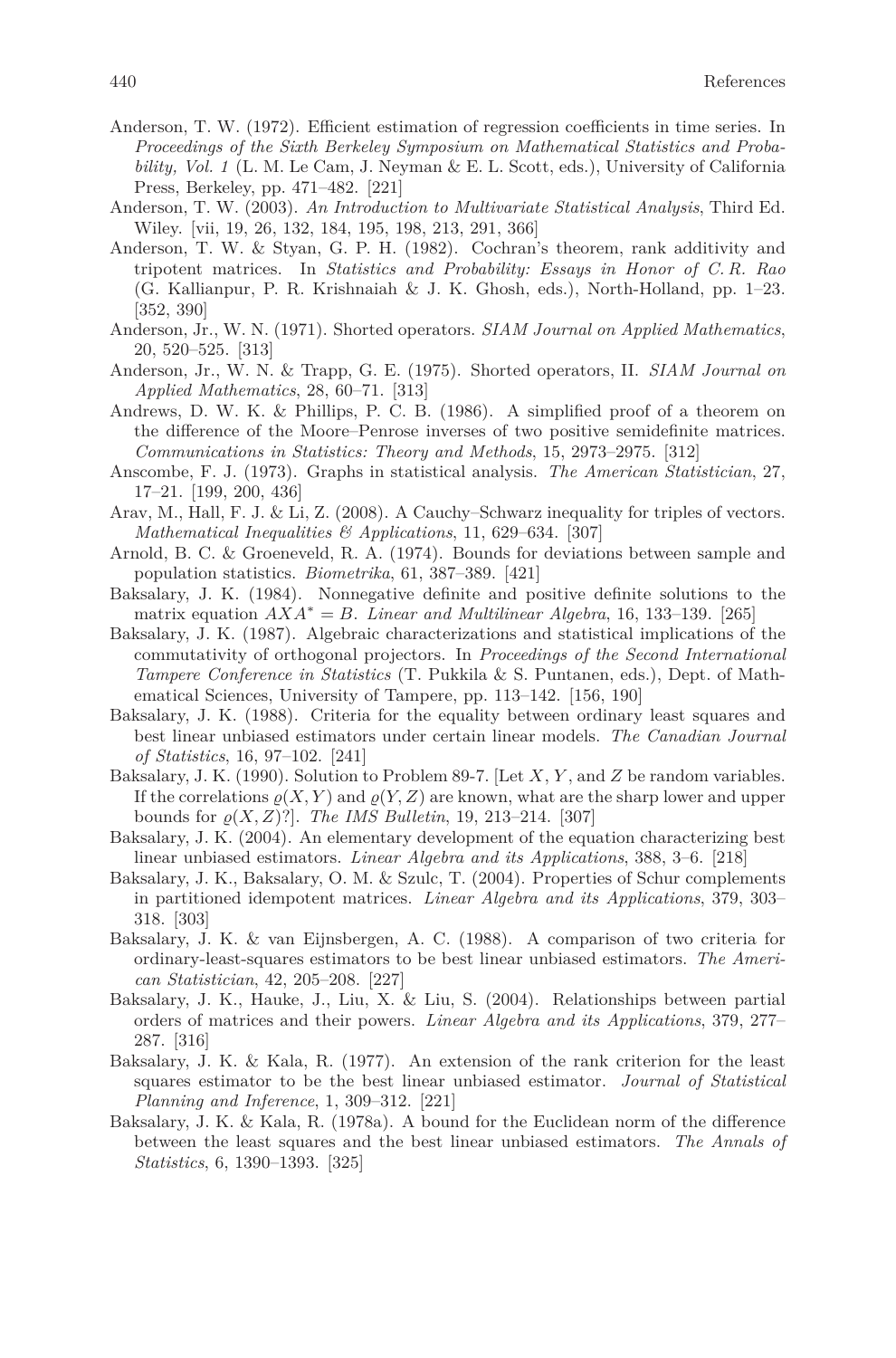Anderson, T. W. (1972). Efficient estimation of regression coefficients in time series. In *Proceedings of the Sixth Berkeley Symposium on Mathematical Statistics and Probability, Vol. 1* (L. M. Le Cam, J. Neyman & E. L. Scott, eds.), University of California Press, Berkeley, pp. 471–482. [221]

Anderson, T. W. (2003). *An Introduction to Multivariate Statistical Analysis*, Third Ed. Wiley. [vii, 19, 26, 132, 184, 195, 198, 213, 291, 366]

Anderson, T. W. & Styan, G. P. H. (1982). Cochran's theorem, rank additivity and tripotent matrices. In *Statistics and Probability: Essays in Honor of C. R. Rao* (G. Kallianpur, P. R. Krishnaiah & J. K. Ghosh, eds.), North-Holland, pp. 1–23. [352, 390]

Anderson, Jr., W. N. (1971). Shorted operators. *SIAM Journal on Applied Mathematics*, 20, 520–525. [313]

Anderson, Jr., W. N. & Trapp, G. E. (1975). Shorted operators, II. *SIAM Journal on Applied Mathematics*, 28, 60–71. [313]

Andrews, D. W. K. & Phillips, P. C. B. (1986). A simplified proof of a theorem on the difference of the Moore–Penrose inverses of two positive semidefinite matrices. *Communications in Statistics: Theory and Methods*, 15, 2973–2975. [312]

Anscombe, F. J. (1973). Graphs in statistical analysis. *The American Statistician*, 27, 17–21. [199, 200, 436]

Arav, M., Hall, F. J. & Li, Z. (2008). A Cauchy–Schwarz inequality for triples of vectors. *Mathematical Inequalities & Applications*, 11, 629–634. [307]

Arnold, B. C. & Groeneveld, R. A. (1974). Bounds for deviations between sample and population statistics. *Biometrika*, 61, 387–389. [421]

Baksalary, J. K. (1984). Nonnegative definite and positive definite solutions to the matrix equation $AXA^* = B$. *Linear and Multilinear Algebra*, 16, 133–139. [265]

Baksalary, J. K. (1987). Algebraic characterizations and statistical implications of the commutativity of orthogonal projectors. In *Proceedings of the Second International Tampere Conference in Statistics* (T. Pukkila & S. Puntanen, eds.), Dept. of Mathematical Sciences, University of Tampere, pp. 113–142. [156, 190]

Baksalary, J. K. (1988). Criteria for the equality between ordinary least squares and best linear unbiased estimators under certain linear models. *The Canadian Journal of Statistics*, 16, 97–102. [241]

Baksalary, J. K. (1990). Solution to Problem 89-7. [Let $X$, $Y$, and $Z$ be random variables. If the correlations $\varrho(X, Y)$ and $\varrho(Y, Z)$ are known, what are the sharp lower and upper bounds for $\varrho(X, Z)$?]. *The IMS Bulletin*, 19, 213–214. [307]

Baksalary, J. K. (2004). An elementary development of the equation characterizing best linear unbiased estimators. *Linear Algebra and its Applications*, 388, 3–6. [218]

Baksalary, J. K., Baksalary, O. M. & Szulc, T. (2004). Properties of Schur complements in partitioned idempotent matrices. *Linear Algebra and its Applications*, 379, 303–318. [303]

Baksalary, J. K. & van Eijnsbergen, A. C. (1988). A comparison of two criteria for ordinary-least-squares estimators to be best linear unbiased estimators. *The American Statistician*, 42, 205–208. [227]

Baksalary, J. K., Hauke, J., Liu, X. & Liu, S. (2004). Relationships between partial orders of matrices and their powers. *Linear Algebra and its Applications*, 379, 277–287. [316]

Baksalary, J. K. & Kala, R. (1977). An extension of the rank criterion for the least squares estimator to be the best linear unbiased estimator. *Journal of Statistical Planning and Inference*, 1, 309–312. [221]

Baksalary, J. K. & Kala, R. (1978a). A bound for the Euclidean norm of the difference between the least squares and the best linear unbiased estimators. *The Annals of Statistics*, 6, 1390–1393. [325]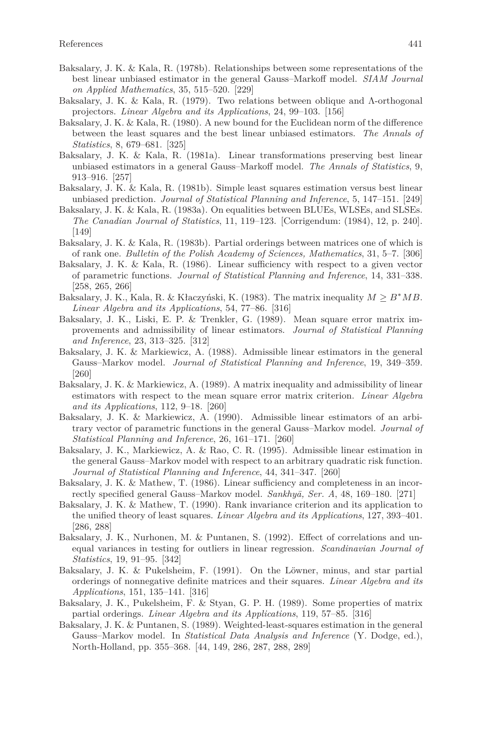Baksalary, J. K. & Kala, R. (1978b). Relationships between some representations of the best linear unbiased estimator in the general Gauss–Markoff model. *SIAM Journal on Applied Mathematics*, 35, 515–520. [229]

Baksalary, J. K. & Kala, R. (1979). Two relations between oblique and Λ-orthogonal projectors. *Linear Algebra and its Applications*, 24, 99–103. [156]

Baksalary, J. K. & Kala, R. (1980). A new bound for the Euclidean norm of the difference between the least squares and the best linear unbiased estimators. *The Annals of Statistics*, 8, 679–681. [325]

Baksalary, J. K. & Kala, R. (1981a). Linear transformations preserving best linear unbiased estimators in a general Gauss–Markoff model. *The Annals of Statistics*, 9, 913–916. [257]

Baksalary, J. K. & Kala, R. (1981b). Simple least squares estimation versus best linear unbiased prediction. *Journal of Statistical Planning and Inference*, 5, 147–151. [249]

Baksalary, J. K. & Kala, R. (1983a). On equalities between BLUEs, WLSEs, and SLSEs. *The Canadian Journal of Statistics*, 11, 119–123. [Corrigendum: (1984), 12, p. 240]. [149]

Baksalary, J. K. & Kala, R. (1983b). Partial orderings between matrices one of which is of rank one. *Bulletin of the Polish Academy of Sciences, Mathematics*, 31, 5–7. [306]

Baksalary, J. K. & Kala, R. (1986). Linear sufficiency with respect to a given vector of parametric functions. *Journal of Statistical Planning and Inference*, 14, 331–338. [258, 265, 266]

Baksalary, J. K., Kala, R. & Kłaczyński, K. (1983). The matrix inequality $M \geq B^*MB$. *Linear Algebra and its Applications*, 54, 77–86. [316]

Baksalary, J. K., Liski, E. P. & Trenkler, G. (1989). Mean square error matrix improvements and admissibility of linear estimators. *Journal of Statistical Planning and Inference*, 23, 313–325. [312]

Baksalary, J. K. & Markiewicz, A. (1988). Admissible linear estimators in the general Gauss–Markov model. *Journal of Statistical Planning and Inference*, 19, 349–359. [260]

Baksalary, J. K. & Markiewicz, A. (1989). A matrix inequality and admissibility of linear estimators with respect to the mean square error matrix criterion. *Linear Algebra and its Applications*, 112, 9–18. [260]

Baksalary, J. K. & Markiewicz, A. (1990). Admissible linear estimators of an arbitrary vector of parametric functions in the general Gauss–Markov model. *Journal of Statistical Planning and Inference*, 26, 161–171. [260]

Baksalary, J. K., Markiewicz, A. & Rao, C. R. (1995). Admissible linear estimation in the general Gauss–Markov model with respect to an arbitrary quadratic risk function. *Journal of Statistical Planning and Inference*, 44, 341–347. [260]

Baksalary, J. K. & Mathew, T. (1986). Linear sufficiency and completeness in an incorrectly specified general Gauss–Markov model. *Sankhyā, Ser. A*, 48, 169–180. [271]

Baksalary, J. K. & Mathew, T. (1990). Rank invariance criterion and its application to the unified theory of least squares. *Linear Algebra and its Applications*, 127, 393–401. [286, 288]

Baksalary, J. K., Nurhonen, M. & Puntanen, S. (1992). Effect of correlations and unequal variances in testing for outliers in linear regression. *Scandinavian Journal of Statistics*, 19, 91–95. [342]

Baksalary, J. K. & Pukelsheim, F. (1991). On the Löwner, minus, and star partial orderings of nonnegative definite matrices and their squares. *Linear Algebra and its Applications*, 151, 135–141. [316]

Baksalary, J. K., Pukelsheim, F. & Styan, G. P. H. (1989). Some properties of matrix partial orderings. *Linear Algebra and its Applications*, 119, 57–85. [316]

Baksalary, J. K. & Puntanen, S. (1989). Weighted-least-squares estimation in the general Gauss–Markov model. In *Statistical Data Analysis and Inference* (Y. Dodge, ed.), North-Holland, pp. 355–368. [44, 149, 286, 287, 288, 289]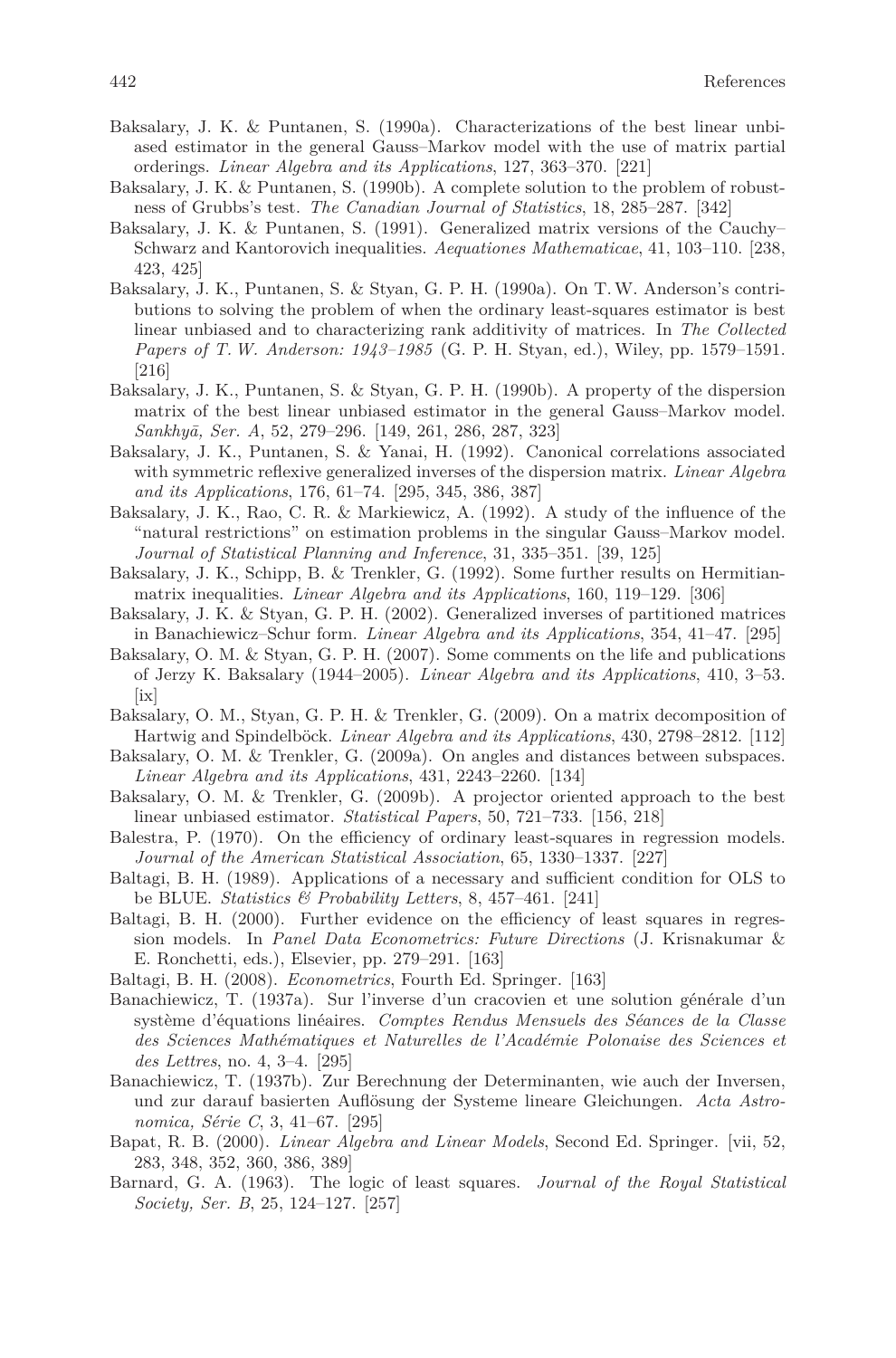Baksalary, J. K. & Puntanen, S. (1990a). Characterizations of the best linear unbiased estimator in the general Gauss–Markov model with the use of matrix partial orderings. *Linear Algebra and its Applications*, 127, 363–370. [221]

Baksalary, J. K. & Puntanen, S. (1990b). A complete solution to the problem of robustness of Grubbs's test. *The Canadian Journal of Statistics*, 18, 285–287. [342]

Baksalary, J. K. & Puntanen, S. (1991). Generalized matrix versions of the Cauchy–Schwarz and Kantorovich inequalities. *Aequationes Mathematicae*, 41, 103–110. [238, 423, 425]

Baksalary, J. K., Puntanen, S. & Styan, G. P. H. (1990a). On T. W. Anderson's contributions to solving the problem of when the ordinary least-squares estimator is best linear unbiased and to characterizing rank additivity of matrices. In *The Collected Papers of T. W. Anderson: 1943–1985* (G. P. H. Styan, ed.), Wiley, pp. 1579–1591. [216]

Baksalary, J. K., Puntanen, S. & Styan, G. P. H. (1990b). A property of the dispersion matrix of the best linear unbiased estimator in the general Gauss–Markov model. *Sankhyā, Ser. A*, 52, 279–296. [149, 261, 286, 287, 323]

Baksalary, J. K., Puntanen, S. & Yanai, H. (1992). Canonical correlations associated with symmetric reflexive generalized inverses of the dispersion matrix. *Linear Algebra and its Applications*, 176, 61–74. [295, 345, 386, 387]

Baksalary, J. K., Rao, C. R. & Markiewicz, A. (1992). A study of the influence of the "natural restrictions" on estimation problems in the singular Gauss–Markov model. *Journal of Statistical Planning and Inference*, 31, 335–351. [39, 125]

Baksalary, J. K., Schipp, B. & Trenkler, G. (1992). Some further results on Hermitian-matrix inequalities. *Linear Algebra and its Applications*, 160, 119–129. [306]

Baksalary, J. K. & Styan, G. P. H. (2002). Generalized inverses of partitioned matrices in Banachiewicz–Schur form. *Linear Algebra and its Applications*, 354, 41–47. [295]

Baksalary, O. M. & Styan, G. P. H. (2007). Some comments on the life and publications of Jerzy K. Baksalary (1944–2005). *Linear Algebra and its Applications*, 410, 3–53. [ix]

Baksalary, O. M., Styan, G. P. H. & Trenkler, G. (2009). On a matrix decomposition of Hartwig and Spindelböck. *Linear Algebra and its Applications*, 430, 2798–2812. [112]

Baksalary, O. M. & Trenkler, G. (2009a). On angles and distances between subspaces. *Linear Algebra and its Applications*, 431, 2243–2260. [134]

Baksalary, O. M. & Trenkler, G. (2009b). A projector oriented approach to the best linear unbiased estimator. *Statistical Papers*, 50, 721–733. [156, 218]

Balestra, P. (1970). On the efficiency of ordinary least-squares in regression models. *Journal of the American Statistical Association*, 65, 1330–1337. [227]

Baltagi, B. H. (1989). Applications of a necessary and sufficient condition for OLS to be BLUE. *Statistics & Probability Letters*, 8, 457–461. [241]

Baltagi, B. H. (2000). Further evidence on the efficiency of least squares in regression models. In *Panel Data Econometrics: Future Directions* (J. Krisnakumar & E. Ronchetti, eds.), Elsevier, pp. 279–291. [163]

Baltagi, B. H. (2008). *Econometrics*, Fourth Ed. Springer. [163]

Banachiewicz, T. (1937a). Sur l'inverse d'un cracovien et une solution générale d'un système d'équations linéaires. *Comptes Rendus Mensuels des Séances de la Classe des Sciences Mathématiques et Naturelles de l'Académie Polonaise des Sciences et des Lettres*, no. 4, 3–4. [295]

Banachiewicz, T. (1937b). Zur Berechnung der Determinanten, wie auch der Inversen, und zur darauf basierten Auflösung der Systeme lineare Gleichungen. *Acta Astronomica, Série C*, 3, 41–67. [295]

Bapat, R. B. (2000). *Linear Algebra and Linear Models*, Second Ed. Springer. [vii, 52, 283, 348, 352, 360, 386, 389]

Barnard, G. A. (1963). The logic of least squares. *Journal of the Royal Statistical Society, Ser. B*, 25, 124–127. [257]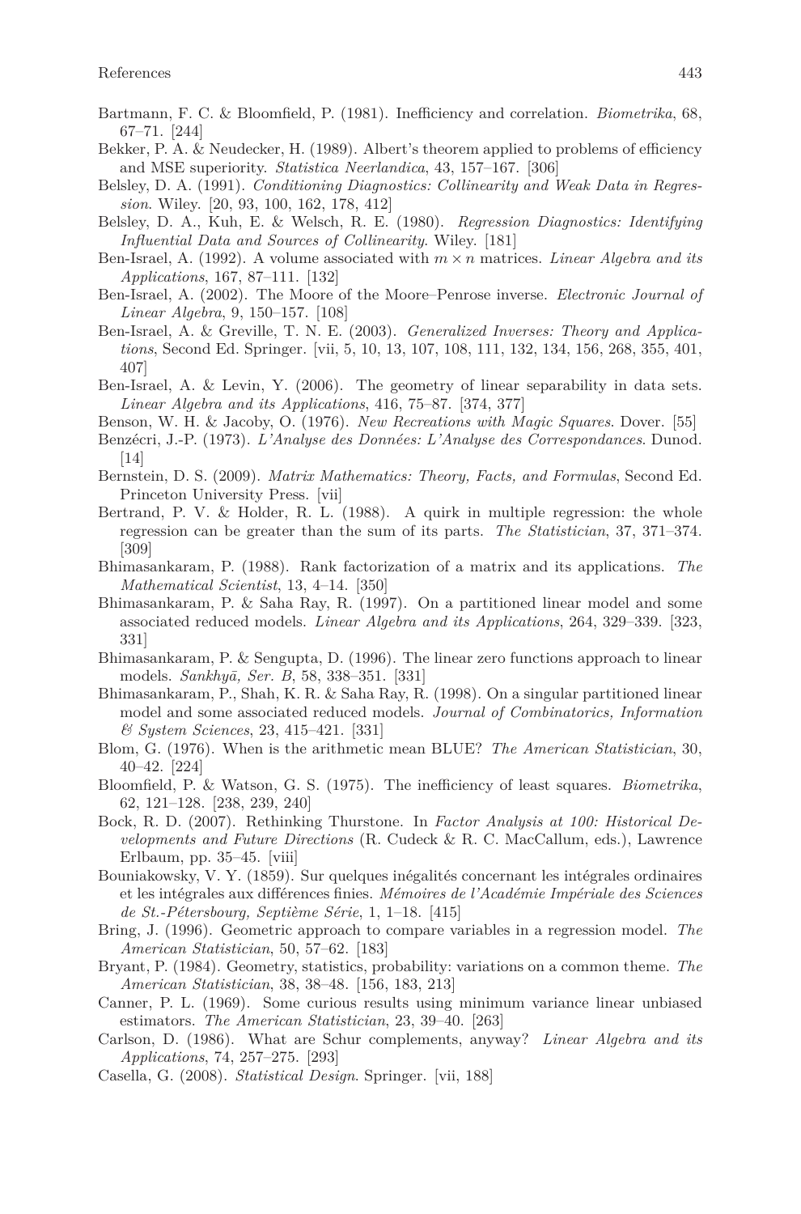Bartmann, F. C. & Bloomfield, P. (1981). Inefficiency and correlation. *Biometrika*, 68, 67–71. [244]

Bekker, P. A. & Neudecker, H. (1989). Albert's theorem applied to problems of efficiency and MSE superiority. *Statistica Neerlandica*, 43, 157–167. [306]

Belsley, D. A. (1991). *Conditioning Diagnostics: Collinearity and Weak Data in Regression*. Wiley. [20, 93, 100, 162, 178, 412]

Belsley, D. A., Kuh, E. & Welsch, R. E. (1980). *Regression Diagnostics: Identifying Influential Data and Sources of Collinearity*. Wiley. [181]

Ben-Israel, A. (1992). A volume associated with $m \times n$ matrices. *Linear Algebra and its Applications*, 167, 87–111. [132]

Ben-Israel, A. (2002). The Moore of the Moore–Penrose inverse. *Electronic Journal of Linear Algebra*, 9, 150–157. [108]

Ben-Israel, A. & Greville, T. N. E. (2003). *Generalized Inverses: Theory and Applications*, Second Ed. Springer. [vii, 5, 10, 13, 107, 108, 111, 132, 134, 156, 268, 355, 401, 407]

Ben-Israel, A. & Levin, Y. (2006). The geometry of linear separability in data sets. *Linear Algebra and its Applications*, 416, 75–87. [374, 377]

Benson, W. H. & Jacoby, O. (1976). *New Recreations with Magic Squares*. Dover. [55]

Benzécri, J.-P. (1973). *L'Analyse des Données: L'Analyse des Correspondances*. Dunod. [14]

Bernstein, D. S. (2009). *Matrix Mathematics: Theory, Facts, and Formulas*, Second Ed. Princeton University Press. [vii]

Bertrand, P. V. & Holder, R. L. (1988). A quirk in multiple regression: the whole regression can be greater than the sum of its parts. *The Statistician*, 37, 371–374. [309]

Bhimasankaram, P. (1988). Rank factorization of a matrix and its applications. *The Mathematical Scientist*, 13, 4–14. [350]

Bhimasankaram, P. & Saha Ray, R. (1997). On a partitioned linear model and some associated reduced models. *Linear Algebra and its Applications*, 264, 329–339. [323, 331]

Bhimasankaram, P. & Sengupta, D. (1996). The linear zero functions approach to linear models. *Sankhyā, Ser. B*, 58, 338–351. [331]

Bhimasankaram, P., Shah, K. R. & Saha Ray, R. (1998). On a singular partitioned linear model and some associated reduced models. *Journal of Combinatorics, Information & System Sciences*, 23, 415–421. [331]

Blom, G. (1976). When is the arithmetic mean BLUE? *The American Statistician*, 30, 40–42. [224]

Bloomfield, P. & Watson, G. S. (1975). The inefficiency of least squares. *Biometrika*, 62, 121–128. [238, 239, 240]

Bock, R. D. (2007). Rethinking Thurstone. In *Factor Analysis at 100: Historical Developments and Future Directions* (R. Cudeck & R. C. MacCallum, eds.), Lawrence Erlbaum, pp. 35–45. [viii]

Bouniakowsky, V. Y. (1859). Sur quelques inégalités concernant les intégrales ordinaires et les intégrales aux différences finies. *Mémoires de l'Académie Impériale des Sciences de St.-Pétersbourg, Septième Série*, 1, 1–18. [415]

Bring, J. (1996). Geometric approach to compare variables in a regression model. *The American Statistician*, 50, 57–62. [183]

Bryant, P. (1984). Geometry, statistics, probability: variations on a common theme. *The American Statistician*, 38, 38–48. [156, 183, 213]

Canner, P. L. (1969). Some curious results using minimum variance linear unbiased estimators. *The American Statistician*, 23, 39–40. [263]

Carlson, D. (1986). What are Schur complements, anyway? *Linear Algebra and its Applications*, 74, 257–275. [293]

Casella, G. (2008). *Statistical Design*. Springer. [vii, 188]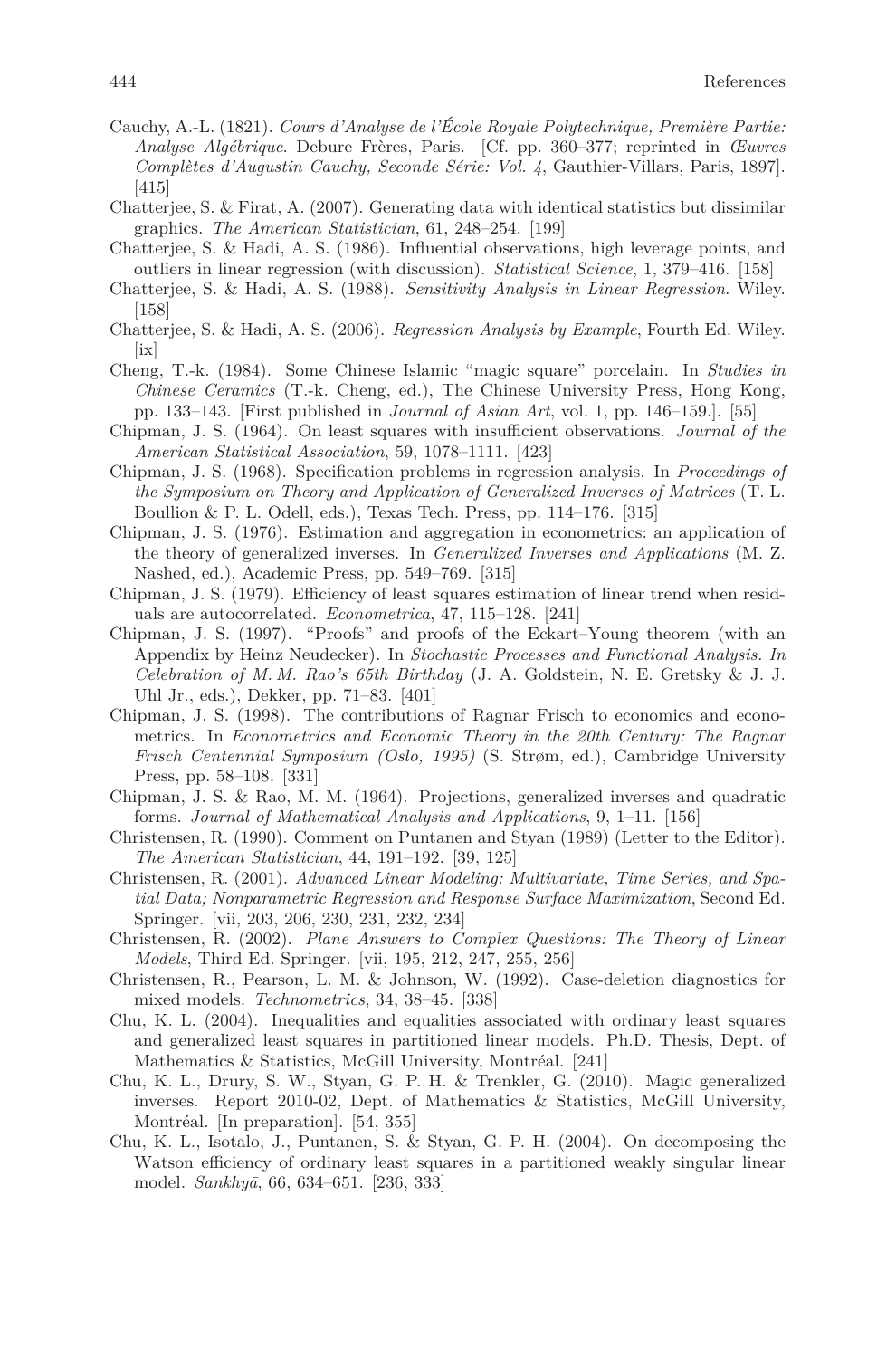Cauchy, A.-L. (1821). *Cours d'Analyse de l'École Royale Polytechnique, Première Partie: Analyse Algébrique*. Debure Frères, Paris. [Cf. pp. 360–377; reprinted in *Œuvres Complètes d'Augustin Cauchy, Seconde Série: Vol. 4*, Gauthier-Villars, Paris, 1897]. [415]

Chatterjee, S. & Firat, A. (2007). Generating data with identical statistics but dissimilar graphics. *The American Statistician*, 61, 248–254. [199]

Chatterjee, S. & Hadi, A. S. (1986). Influential observations, high leverage points, and outliers in linear regression (with discussion). *Statistical Science*, 1, 379–416. [158]

Chatterjee, S. & Hadi, A. S. (1988). *Sensitivity Analysis in Linear Regression*. Wiley. [158]

Chatterjee, S. & Hadi, A. S. (2006). *Regression Analysis by Example*, Fourth Ed. Wiley. [ix]

Cheng, T.-k. (1984). Some Chinese Islamic "magic square" porcelain. In *Studies in Chinese Ceramics* (T.-k. Cheng, ed.), The Chinese University Press, Hong Kong, pp. 133–143. [First published in *Journal of Asian Art*, vol. 1, pp. 146–159.]. [55]

Chipman, J. S. (1964). On least squares with insufficient observations. *Journal of the American Statistical Association*, 59, 1078–1111. [423]

Chipman, J. S. (1968). Specification problems in regression analysis. In *Proceedings of the Symposium on Theory and Application of Generalized Inverses of Matrices* (T. L. Boullion & P. L. Odell, eds.), Texas Tech. Press, pp. 114–176. [315]

Chipman, J. S. (1976). Estimation and aggregation in econometrics: an application of the theory of generalized inverses. In *Generalized Inverses and Applications* (M. Z. Nashed, ed.), Academic Press, pp. 549–769. [315]

Chipman, J. S. (1979). Efficiency of least squares estimation of linear trend when residuals are autocorrelated. *Econometrica*, 47, 115–128. [241]

Chipman, J. S. (1997). "Proofs" and proofs of the Eckart–Young theorem (with an Appendix by Heinz Neudecker). In *Stochastic Processes and Functional Analysis. In Celebration of M. M. Rao's 65th Birthday* (J. A. Goldstein, N. E. Gretsky & J. J. Uhl Jr., eds.), Dekker, pp. 71–83. [401]

Chipman, J. S. (1998). The contributions of Ragnar Frisch to economics and econometrics. In *Econometrics and Economic Theory in the 20th Century: The Ragnar Frisch Centennial Symposium (Oslo, 1995)* (S. Strøm, ed.), Cambridge University Press, pp. 58–108. [331]

Chipman, J. S. & Rao, M. M. (1964). Projections, generalized inverses and quadratic forms. *Journal of Mathematical Analysis and Applications*, 9, 1–11. [156]

Christensen, R. (1990). Comment on Puntanen and Styan (1989) (Letter to the Editor). *The American Statistician*, 44, 191–192. [39, 125]

Christensen, R. (2001). *Advanced Linear Modeling: Multivariate, Time Series, and Spatial Data; Nonparametric Regression and Response Surface Maximization*, Second Ed. Springer. [vii, 203, 206, 230, 231, 232, 234]

Christensen, R. (2002). *Plane Answers to Complex Questions: The Theory of Linear Models*, Third Ed. Springer. [vii, 195, 212, 247, 255, 256]

Christensen, R., Pearson, L. M. & Johnson, W. (1992). Case-deletion diagnostics for mixed models. *Technometrics*, 34, 38–45. [338]

Chu, K. L. (2004). Inequalities and equalities associated with ordinary least squares and generalized least squares in partitioned linear models. Ph.D. Thesis, Dept. of Mathematics & Statistics, McGill University, Montréal. [241]

Chu, K. L., Drury, S. W., Styan, G. P. H. & Trenkler, G. (2010). Magic generalized inverses. Report 2010-02, Dept. of Mathematics & Statistics, McGill University, Montréal. [In preparation]. [54, 355]

Chu, K. L., Isotalo, J., Puntanen, S. & Styan, G. P. H. (2004). On decomposing the Watson efficiency of ordinary least squares in a partitioned weakly singular linear model. *Sankhyā*, 66, 634–651. [236, 333]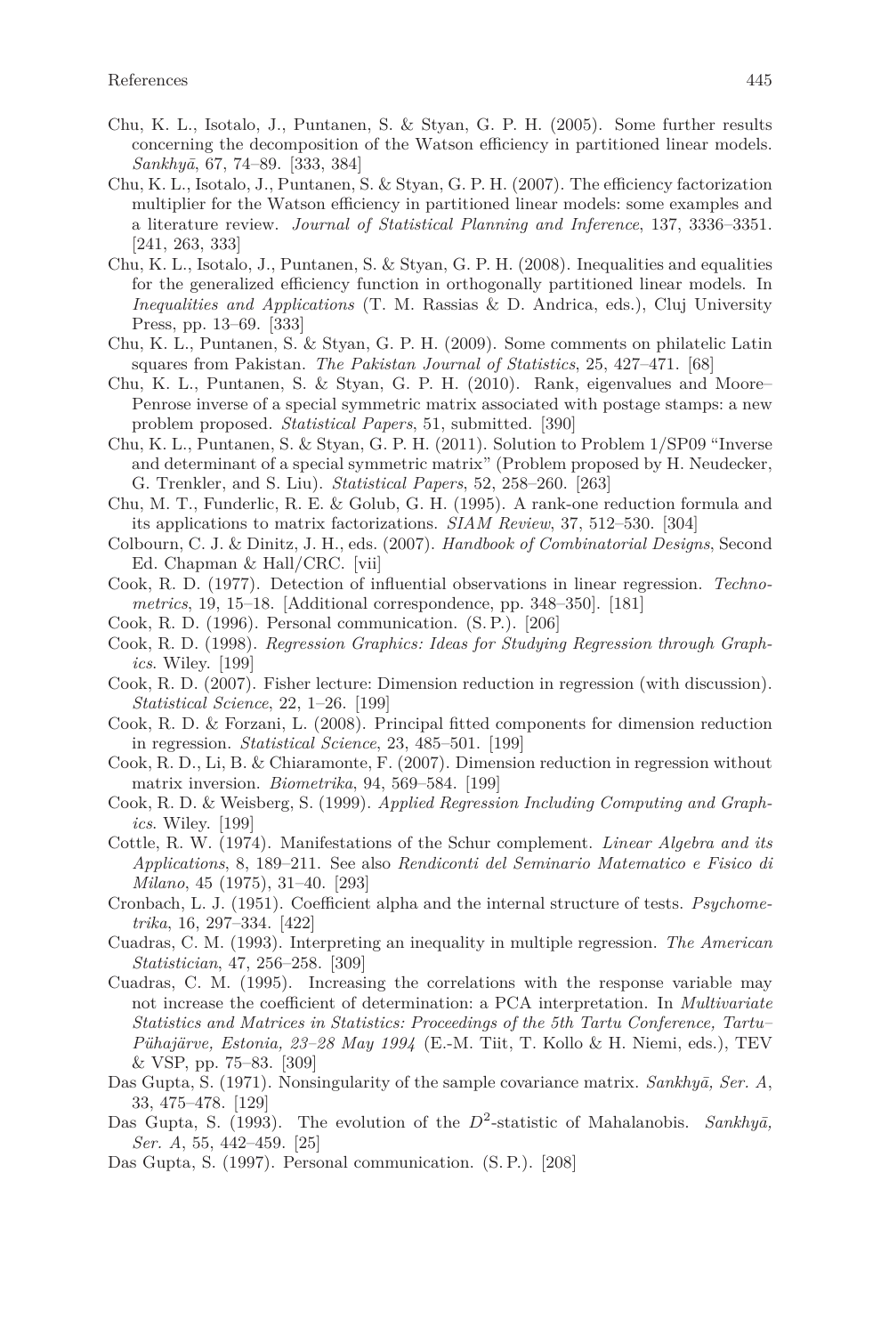Chu, K. L., Isotalo, J., Puntanen, S. & Styan, G. P. H. (2005). Some further results concerning the decomposition of the Watson efficiency in partitioned linear models. *Sankhyā*, 67, 74–89. [333, 384]

Chu, K. L., Isotalo, J., Puntanen, S. & Styan, G. P. H. (2007). The efficiency factorization multiplier for the Watson efficiency in partitioned linear models: some examples and a literature review. *Journal of Statistical Planning and Inference*, 137, 3336–3351. [241, 263, 333]

Chu, K. L., Isotalo, J., Puntanen, S. & Styan, G. P. H. (2008). Inequalities and equalities for the generalized efficiency function in orthogonally partitioned linear models. In *Inequalities and Applications* (T. M. Rassias & D. Andrica, eds.), Cluj University Press, pp. 13–69. [333]

Chu, K. L., Puntanen, S. & Styan, G. P. H. (2009). Some comments on philatelic Latin squares from Pakistan. *The Pakistan Journal of Statistics*, 25, 427–471. [68]

Chu, K. L., Puntanen, S. & Styan, G. P. H. (2010). Rank, eigenvalues and Moore–Penrose inverse of a special symmetric matrix associated with postage stamps: a new problem proposed. *Statistical Papers*, 51, submitted. [390]

Chu, K. L., Puntanen, S. & Styan, G. P. H. (2011). Solution to Problem 1/SP09 "Inverse and determinant of a special symmetric matrix" (Problem proposed by H. Neudecker, G. Trenkler, and S. Liu). *Statistical Papers*, 52, 258–260. [263]

Chu, M. T., Funderlic, R. E. & Golub, G. H. (1995). A rank-one reduction formula and its applications to matrix factorizations. *SIAM Review*, 37, 512–530. [304]

Colbourn, C. J. & Dinitz, J. H., eds. (2007). *Handbook of Combinatorial Designs*, Second Ed. Chapman & Hall/CRC. [vii]

Cook, R. D. (1977). Detection of influential observations in linear regression. *Technometrics*, 19, 15–18. [Additional correspondence, pp. 348–350]. [181]

Cook, R. D. (1996). Personal communication. (S. P.). [206]

Cook, R. D. (1998). *Regression Graphics: Ideas for Studying Regression through Graphics*. Wiley. [199]

Cook, R. D. (2007). Fisher lecture: Dimension reduction in regression (with discussion). *Statistical Science*, 22, 1–26. [199]

Cook, R. D. & Forzani, L. (2008). Principal fitted components for dimension reduction in regression. *Statistical Science*, 23, 485–501. [199]

Cook, R. D., Li, B. & Chiaramonte, F. (2007). Dimension reduction in regression without matrix inversion. *Biometrika*, 94, 569–584. [199]

Cook, R. D. & Weisberg, S. (1999). *Applied Regression Including Computing and Graphics*. Wiley. [199]

Cottle, R. W. (1974). Manifestations of the Schur complement. *Linear Algebra and its Applications*, 8, 189–211. See also *Rendiconti del Seminario Matematico e Fisico di Milano*, 45 (1975), 31–40. [293]

Cronbach, L. J. (1951). Coefficient alpha and the internal structure of tests. *Psychometrika*, 16, 297–334. [422]

Cuadras, C. M. (1993). Interpreting an inequality in multiple regression. *The American Statistician*, 47, 256–258. [309]

Cuadras, C. M. (1995). Increasing the correlations with the response variable may not increase the coefficient of determination: a PCA interpretation. In *Multivariate Statistics and Matrices in Statistics: Proceedings of the 5th Tartu Conference, Tartu–Pühajärve, Estonia, 23–28 May 1994* (E.-M. Tiit, T. Kollo & H. Niemi, eds.), TEV & VSP, pp. 75–83. [309]

Das Gupta, S. (1971). Nonsingularity of the sample covariance matrix. *Sankhyā, Ser. A*, 33, 475–478. [129]

Das Gupta, S. (1993). The evolution of the $D^2$-statistic of Mahalanobis. *Sankhyā, Ser. A*, 55, 442–459. [25]

Das Gupta, S. (1997). Personal communication. (S. P.). [208]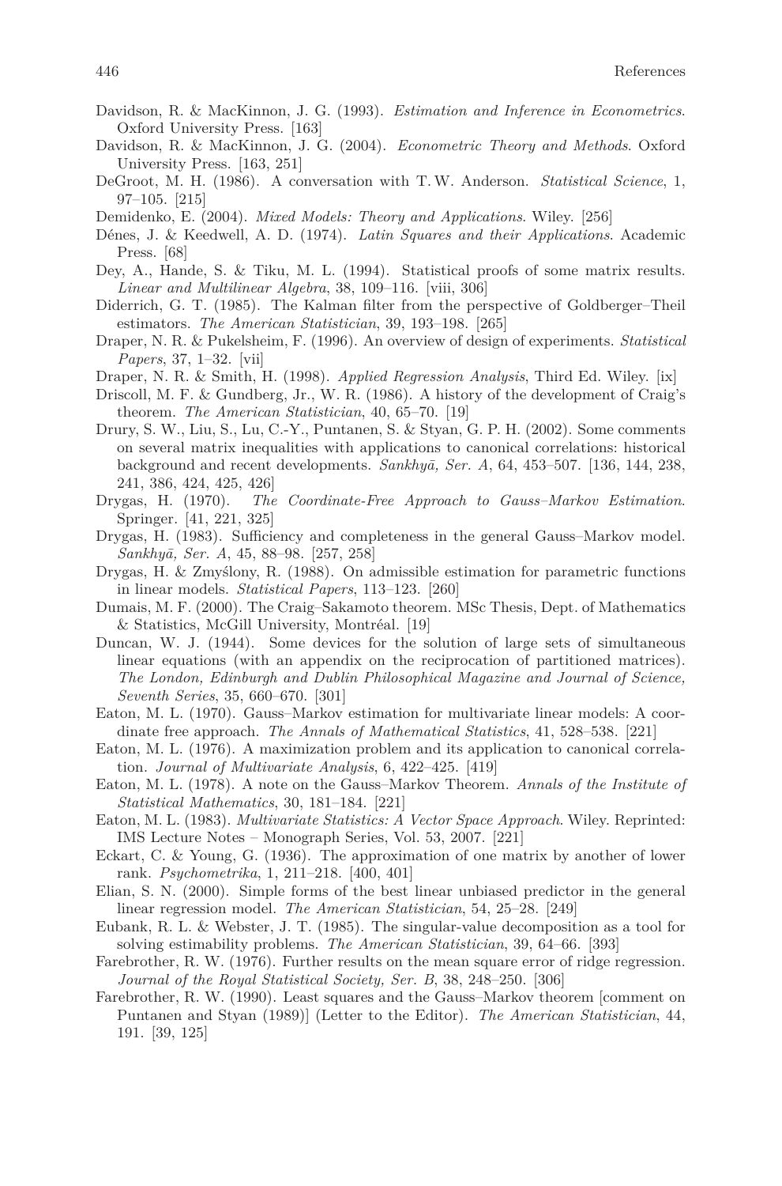Davidson, R. & MacKinnon, J. G. (1993). *Estimation and Inference in Econometrics*. Oxford University Press. [163]

Davidson, R. & MacKinnon, J. G. (2004). *Econometric Theory and Methods*. Oxford University Press. [163, 251]

DeGroot, M. H. (1986). A conversation with T. W. Anderson. *Statistical Science*, 1, 97–105. [215]

Demidenko, E. (2004). *Mixed Models: Theory and Applications*. Wiley. [256]

Dénes, J. & Keedwell, A. D. (1974). *Latin Squares and their Applications*. Academic Press. [68]

Dey, A., Hande, S. & Tiku, M. L. (1994). Statistical proofs of some matrix results. *Linear and Multilinear Algebra*, 38, 109–116. [viii, 306]

Diderrich, G. T. (1985). The Kalman filter from the perspective of Goldberger–Theil estimators. *The American Statistician*, 39, 193–198. [265]

Draper, N. R. & Pukelsheim, F. (1996). An overview of design of experiments. *Statistical Papers*, 37, 1–32. [vii]

Draper, N. R. & Smith, H. (1998). *Applied Regression Analysis*, Third Ed. Wiley. [ix]

Driscoll, M. F. & Gundberg, Jr., W. R. (1986). A history of the development of Craig's theorem. *The American Statistician*, 40, 65–70. [19]

Drury, S. W., Liu, S., Lu, C.-Y., Puntanen, S. & Styan, G. P. H. (2002). Some comments on several matrix inequalities with applications to canonical correlations: historical background and recent developments. *Sankhyā, Ser. A*, 64, 453–507. [136, 144, 238, 241, 386, 424, 425, 426]

Drygas, H. (1970). *The Coordinate-Free Approach to Gauss–Markov Estimation*. Springer. [41, 221, 325]

Drygas, H. (1983). Sufficiency and completeness in the general Gauss–Markov model. *Sankhyā, Ser. A*, 45, 88–98. [257, 258]

Drygas, H. & Zmyślony, R. (1988). On admissible estimation for parametric functions in linear models. *Statistical Papers*, 113–123. [260]

Dumais, M. F. (2000). The Craig–Sakamoto theorem. MSc Thesis, Dept. of Mathematics & Statistics, McGill University, Montréal. [19]

Duncan, W. J. (1944). Some devices for the solution of large sets of simultaneous linear equations (with an appendix on the reciprocation of partitioned matrices). *The London, Edinburgh and Dublin Philosophical Magazine and Journal of Science, Seventh Series*, 35, 660–670. [301]

Eaton, M. L. (1970). Gauss–Markov estimation for multivariate linear models: A coordinate free approach. *The Annals of Mathematical Statistics*, 41, 528–538. [221]

Eaton, M. L. (1976). A maximization problem and its application to canonical correlation. *Journal of Multivariate Analysis*, 6, 422–425. [419]

Eaton, M. L. (1978). A note on the Gauss–Markov Theorem. *Annals of the Institute of Statistical Mathematics*, 30, 181–184. [221]

Eaton, M. L. (1983). *Multivariate Statistics: A Vector Space Approach*. Wiley. Reprinted: IMS Lecture Notes – Monograph Series, Vol. 53, 2007. [221]

Eckart, C. & Young, G. (1936). The approximation of one matrix by another of lower rank. *Psychometrika*, 1, 211–218. [400, 401]

Elian, S. N. (2000). Simple forms of the best linear unbiased predictor in the general linear regression model. *The American Statistician*, 54, 25–28. [249]

Eubank, R. L. & Webster, J. T. (1985). The singular-value decomposition as a tool for solving estimability problems. *The American Statistician*, 39, 64–66. [393]

Farebrother, R. W. (1976). Further results on the mean square error of ridge regression. *Journal of the Royal Statistical Society, Ser. B*, 38, 248–250. [306]

Farebrother, R. W. (1990). Least squares and the Gauss–Markov theorem [comment on Puntanen and Styan (1989)] (Letter to the Editor). *The American Statistician*, 44, 191. [39, 125]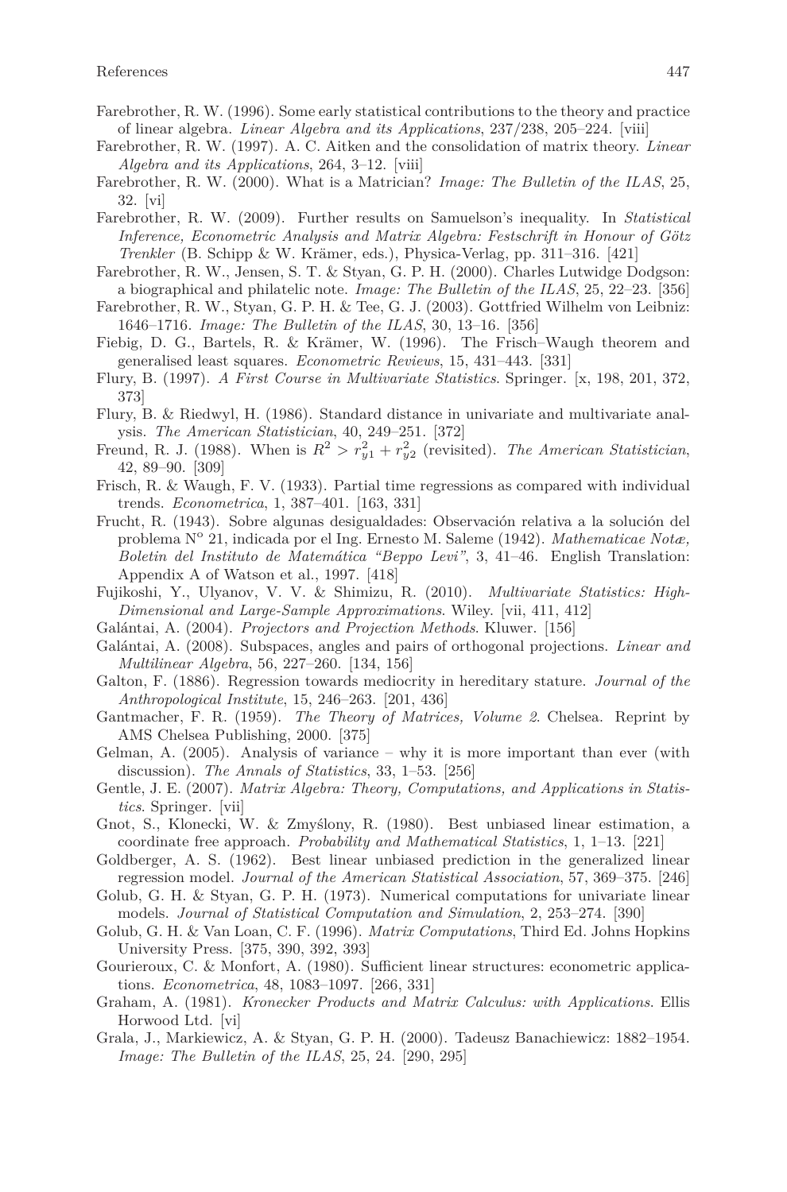Farebrother, R. W. (1996). Some early statistical contributions to the theory and practice of linear algebra. *Linear Algebra and its Applications*, 237/238, 205–224. [viii]

Farebrother, R. W. (1997). A. C. Aitken and the consolidation of matrix theory. *Linear Algebra and its Applications*, 264, 3–12. [viii]

Farebrother, R. W. (2000). What is a Matrician? *Image: The Bulletin of the ILAS*, 25, 32. [vi]

Farebrother, R. W. (2009). Further results on Samuelson's inequality. In *Statistical Inference, Econometric Analysis and Matrix Algebra: Festschrift in Honour of Götz Trenkler* (B. Schipp & W. Krämer, eds.), Physica-Verlag, pp. 311–316. [421]

Farebrother, R. W., Jensen, S. T. & Styan, G. P. H. (2000). Charles Lutwidge Dodgson: a biographical and philatelic note. *Image: The Bulletin of the ILAS*, 25, 22–23. [356]

Farebrother, R. W., Styan, G. P. H. & Tee, G. J. (2003). Gottfried Wilhelm von Leibniz: 1646–1716. *Image: The Bulletin of the ILAS*, 30, 13–16. [356]

Fiebig, D. G., Bartels, R. & Krämer, W. (1996). The Frisch–Waugh theorem and generalised least squares. *Econometric Reviews*, 15, 431–443. [331]

Flury, B. (1997). *A First Course in Multivariate Statistics*. Springer. [x, 198, 201, 372, 373]

Flury, B. & Riedwyl, H. (1986). Standard distance in univariate and multivariate analysis. *The American Statistician*, 40, 249–251. [372]

Freund, R. J. (1988). When is $R^2 > r_{y1}^2 + r_{y2}^2$ (revisited). *The American Statistician*, 42, 89–90. [309]

Frisch, R. & Waugh, F. V. (1933). Partial time regressions as compared with individual trends. *Econometrica*, 1, 387–401. [163, 331]

Frucht, R. (1943). Sobre algunas desigualdades: Observación relativa a la solución del problema N° 21, indicada por el Ing. Ernesto M. Saleme (1942). *Mathematicae Notæ, Boletin del Instituto de Matemática "Beppo Levi"*, 3, 41–46. English Translation: Appendix A of Watson et al., 1997. [418]

Fujikoshi, Y., Ulyanov, V. V. & Shimizu, R. (2010). *Multivariate Statistics: High-Dimensional and Large-Sample Approximations*. Wiley. [vii, 411, 412]

Galántai, A. (2004). *Projectors and Projection Methods*. Kluwer. [156]

Galántai, A. (2008). Subspaces, angles and pairs of orthogonal projections. *Linear and Multilinear Algebra*, 56, 227–260. [134, 156]

Galton, F. (1886). Regression towards mediocrity in hereditary stature. *Journal of the Anthropological Institute*, 15, 246–263. [201, 436]

Gantmacher, F. R. (1959). *The Theory of Matrices, Volume 2*. Chelsea. Reprint by AMS Chelsea Publishing, 2000. [375]

Gelman, A. (2005). Analysis of variance – why it is more important than ever (with discussion). *The Annals of Statistics*, 33, 1–53. [256]

Gentle, J. E. (2007). *Matrix Algebra: Theory, Computations, and Applications in Statistics*. Springer. [vii]

Gnot, S., Klonecki, W. & Zmyślony, R. (1980). Best unbiased linear estimation, a coordinate free approach. *Probability and Mathematical Statistics*, 1, 1–13. [221]

Goldberger, A. S. (1962). Best linear unbiased prediction in the generalized linear regression model. *Journal of the American Statistical Association*, 57, 369–375. [246]

Golub, G. H. & Styan, G. P. H. (1973). Numerical computations for univariate linear models. *Journal of Statistical Computation and Simulation*, 2, 253–274. [390]

Golub, G. H. & Van Loan, C. F. (1996). *Matrix Computations*, Third Ed. Johns Hopkins University Press. [375, 390, 392, 393]

Gourieroux, C. & Monfort, A. (1980). Sufficient linear structures: econometric applications. *Econometrica*, 48, 1083–1097. [266, 331]

Graham, A. (1981). *Kronecker Products and Matrix Calculus: with Applications*. Ellis Horwood Ltd. [vi]

Grala, J., Markiewicz, A. & Styan, G. P. H. (2000). Tadeusz Banachiewicz: 1882–1954. *Image: The Bulletin of the ILAS*, 25, 24. [290, 295]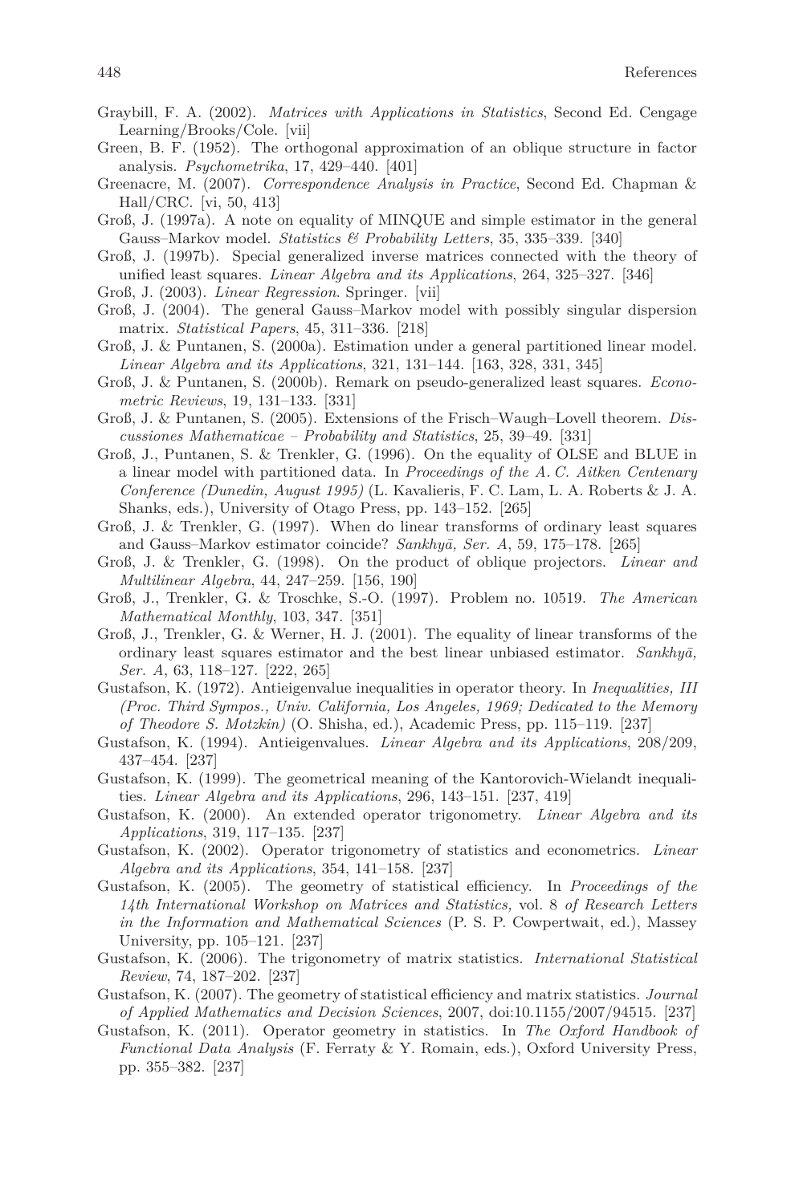Graybill, F. A. (2002). *Matrices with Applications in Statistics*, Second Ed. Cengage Learning/Brooks/Cole. [vii]

Green, B. F. (1952). The orthogonal approximation of an oblique structure in factor analysis. *Psychometrika*, 17, 429–440. [401]

Greenacre, M. (2007). *Correspondence Analysis in Practice*, Second Ed. Chapman & Hall/CRC. [vi, 50, 413]

Groß, J. (1997a). A note on equality of MINQUE and simple estimator in the general Gauss–Markov model. *Statistics & Probability Letters*, 35, 335–339. [340]

Groß, J. (1997b). Special generalized inverse matrices connected with the theory of unified least squares. *Linear Algebra and its Applications*, 264, 325–327. [346]

Groß, J. (2003). *Linear Regression*. Springer. [vii]

Groß, J. (2004). The general Gauss–Markov model with possibly singular dispersion matrix. *Statistical Papers*, 45, 311–336. [218]

Groß, J. & Puntanen, S. (2000a). Estimation under a general partitioned linear model. *Linear Algebra and its Applications*, 321, 131–144. [163, 328, 331, 345]

Groß, J. & Puntanen, S. (2000b). Remark on pseudo-generalized least squares. *Econometric Reviews*, 19, 131–133. [331]

Groß, J. & Puntanen, S. (2005). Extensions of the Frisch–Waugh–Lovell theorem. *Discussiones Mathematicae – Probability and Statistics*, 25, 39–49. [331]

Groß, J., Puntanen, S. & Trenkler, G. (1996). On the equality of OLSE and BLUE in a linear model with partitioned data. In *Proceedings of the A. C. Aitken Centenary Conference (Dunedin, August 1995)* (L. Kavalieris, F. C. Lam, L. A. Roberts & J. A. Shanks, eds.), University of Otago Press, pp. 143–152. [265]

Groß, J. & Trenkler, G. (1997). When do linear transforms of ordinary least squares and Gauss–Markov estimator coincide? *Sankhyā, Ser. A*, 59, 175–178. [265]

Groß, J. & Trenkler, G. (1998). On the product of oblique projectors. *Linear and Multilinear Algebra*, 44, 247–259. [156, 190]

Groß, J., Trenkler, G. & Troschke, S.-O. (1997). Problem no. 10519. *The American Mathematical Monthly*, 103, 347. [351]

Groß, J., Trenkler, G. & Werner, H. J. (2001). The equality of linear transforms of the ordinary least squares estimator and the best linear unbiased estimator. *Sankhyā, Ser. A*, 63, 118–127. [222, 265]

Gustafson, K. (1972). Antieigenvalue inequalities in operator theory. In *Inequalities, III (Proc. Third Sympos., Univ. California, Los Angeles, 1969; Dedicated to the Memory of Theodore S. Motzkin)* (O. Shisha, ed.), Academic Press, pp. 115–119. [237]

Gustafson, K. (1994). Antieigenvalues. *Linear Algebra and its Applications*, 208/209, 437–454. [237]

Gustafson, K. (1999). The geometrical meaning of the Kantorovich-Wielandt inequalities. *Linear Algebra and its Applications*, 296, 143–151. [237, 419]

Gustafson, K. (2000). An extended operator trigonometry. *Linear Algebra and its Applications*, 319, 117–135. [237]

Gustafson, K. (2002). Operator trigonometry of statistics and econometrics. *Linear Algebra and its Applications*, 354, 141–158. [237]

Gustafson, K. (2005). The geometry of statistical efficiency. In *Proceedings of the 14th International Workshop on Matrices and Statistics,* vol. 8 *of Research Letters in the Information and Mathematical Sciences* (P. S. P. Cowpertwait, ed.), Massey University, pp. 105–121. [237]

Gustafson, K. (2006). The trigonometry of matrix statistics. *International Statistical Review*, 74, 187–202. [237]

Gustafson, K. (2007). The geometry of statistical efficiency and matrix statistics. *Journal of Applied Mathematics and Decision Sciences*, 2007, doi:10.1155/2007/94515. [237]

Gustafson, K. (2011). Operator geometry in statistics. In *The Oxford Handbook of Functional Data Analysis* (F. Ferraty & Y. Romain, eds.), Oxford University Press, pp. 355–382. [237]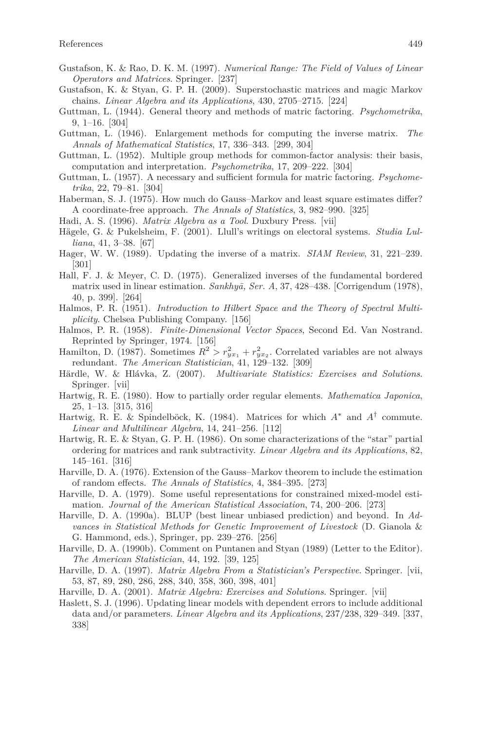Gustafson, K. & Rao, D. K. M. (1997). *Numerical Range: The Field of Values of Linear Operators and Matrices*. Springer. [237]

Gustafson, K. & Styan, G. P. H. (2009). Superstochastic matrices and magic Markov chains. *Linear Algebra and its Applications*, 430, 2705–2715. [224]

Guttman, L. (1944). General theory and methods of matric factoring. *Psychometrika*, 9, 1–16. [304]

Guttman, L. (1946). Enlargement methods for computing the inverse matrix. *The Annals of Mathematical Statistics*, 17, 336–343. [299, 304]

Guttman, L. (1952). Multiple group methods for common-factor analysis: their basis, computation and interpretation. *Psychometrika*, 17, 209–222. [304]

Guttman, L. (1957). A necessary and sufficient formula for matric factoring. *Psychometrika*, 22, 79–81. [304]

Haberman, S. J. (1975). How much do Gauss–Markov and least square estimates differ? A coordinate-free approach. *The Annals of Statistics*, 3, 982–990. [325]

Hadi, A. S. (1996). *Matrix Algebra as a Tool*. Duxbury Press. [vii]

Hägele, G. & Pukelsheim, F. (2001). Llull's writings on electoral systems. *Studia Lulliana*, 41, 3–38. [67]

Hager, W. W. (1989). Updating the inverse of a matrix. *SIAM Review*, 31, 221–239. [301]

Hall, F. J. & Meyer, C. D. (1975). Generalized inverses of the fundamental bordered matrix used in linear estimation. *Sankhyā, Ser. A*, 37, 428–438. [Corrigendum (1978), 40, p. 399]. [264]

Halmos, P. R. (1951). *Introduction to Hilbert Space and the Theory of Spectral Multiplicity*. Chelsea Publishing Company. [156]

Halmos, P. R. (1958). *Finite-Dimensional Vector Spaces*, Second Ed. Van Nostrand. Reprinted by Springer, 1974. [156]

Hamilton, D. (1987). Sometimes $R^2 > r^2_{yx_1} + r^2_{yx_2}$. Correlated variables are not always redundant. *The American Statistician*, 41, 129–132. [309]

Härdle, W. & Hlávka, Z. (2007). *Multivariate Statistics: Exercises and Solutions*. Springer. [vii]

Hartwig, R. E. (1980). How to partially order regular elements. *Mathematica Japonica*, 25, 1–13. [315, 316]

Hartwig, R. E. & Spindelböck, K. (1984). Matrices for which $A^*$ and $A^\dagger$ commute. *Linear and Multilinear Algebra*, 14, 241–256. [112]

Hartwig, R. E. & Styan, G. P. H. (1986). On some characterizations of the "star" partial ordering for matrices and rank subtractivity. *Linear Algebra and its Applications*, 82, 145–161. [316]

Harville, D. A. (1976). Extension of the Gauss–Markov theorem to include the estimation of random effects. *The Annals of Statistics*, 4, 384–395. [273]

Harville, D. A. (1979). Some useful representations for constrained mixed-model estimation. *Journal of the American Statistical Association*, 74, 200–206. [273]

Harville, D. A. (1990a). BLUP (best linear unbiased prediction) and beyond. In *Advances in Statistical Methods for Genetic Improvement of Livestock* (D. Gianola & G. Hammond, eds.), Springer, pp. 239–276. [256]

Harville, D. A. (1990b). Comment on Puntanen and Styan (1989) (Letter to the Editor). *The American Statistician*, 44, 192. [39, 125]

Harville, D. A. (1997). *Matrix Algebra From a Statistician's Perspective*. Springer. [vii, 53, 87, 89, 280, 286, 288, 340, 358, 360, 398, 401]

Harville, D. A. (2001). *Matrix Algebra: Exercises and Solutions*. Springer. [vii]

Haslett, S. J. (1996). Updating linear models with dependent errors to include additional data and/or parameters. *Linear Algebra and its Applications*, 237/238, 329–349. [337, 338]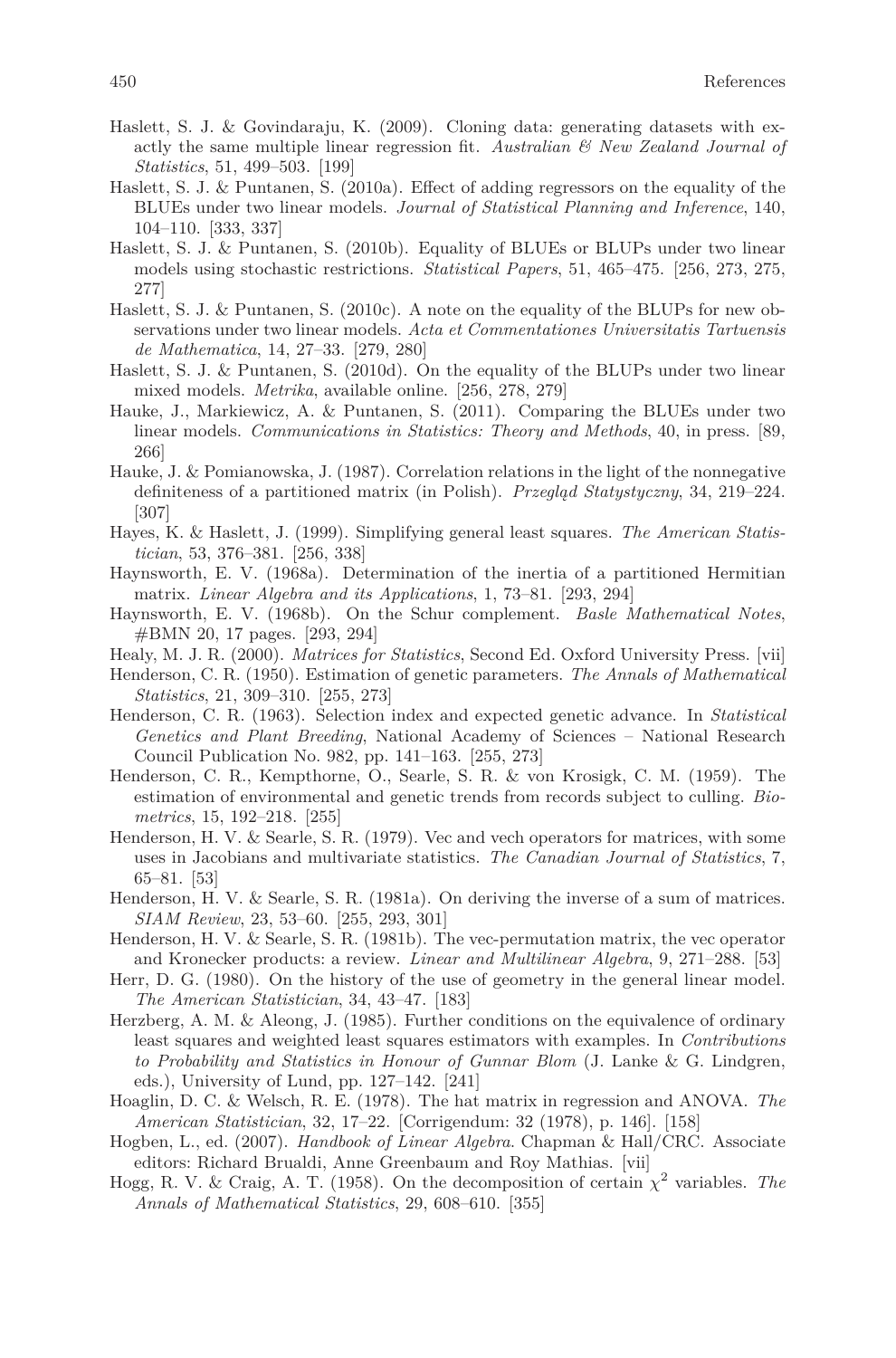Haslett, S. J. & Govindaraju, K. (2009). Cloning data: generating datasets with exactly the same multiple linear regression fit. *Australian & New Zealand Journal of Statistics*, 51, 499–503. [199]

Haslett, S. J. & Puntanen, S. (2010a). Effect of adding regressors on the equality of the BLUEs under two linear models. *Journal of Statistical Planning and Inference*, 140, 104–110. [333, 337]

Haslett, S. J. & Puntanen, S. (2010b). Equality of BLUEs or BLUPs under two linear models using stochastic restrictions. *Statistical Papers*, 51, 465–475. [256, 273, 275, 277]

Haslett, S. J. & Puntanen, S. (2010c). A note on the equality of the BLUPs for new observations under two linear models. *Acta et Commentationes Universitatis Tartuensis de Mathematica*, 14, 27–33. [279, 280]

Haslett, S. J. & Puntanen, S. (2010d). On the equality of the BLUPs under two linear mixed models. *Metrika*, available online. [256, 278, 279]

Hauke, J., Markiewicz, A. & Puntanen, S. (2011). Comparing the BLUEs under two linear models. *Communications in Statistics: Theory and Methods*, 40, in press. [89, 266]

Hauke, J. & Pomianowska, J. (1987). Correlation relations in the light of the nonnegative definiteness of a partitioned matrix (in Polish). *Przegląd Statystyczny*, 34, 219–224. [307]

Hayes, K. & Haslett, J. (1999). Simplifying general least squares. *The American Statistician*, 53, 376–381. [256, 338]

Haynsworth, E. V. (1968a). Determination of the inertia of a partitioned Hermitian matrix. *Linear Algebra and its Applications*, 1, 73–81. [293, 294]

Haynsworth, E. V. (1968b). On the Schur complement. *Basle Mathematical Notes*, #BMN 20, 17 pages. [293, 294]

Healy, M. J. R. (2000). *Matrices for Statistics*, Second Ed. Oxford University Press. [vii]

Henderson, C. R. (1950). Estimation of genetic parameters. *The Annals of Mathematical Statistics*, 21, 309–310. [255, 273]

Henderson, C. R. (1963). Selection index and expected genetic advance. In *Statistical Genetics and Plant Breeding*, National Academy of Sciences – National Research Council Publication No. 982, pp. 141–163. [255, 273]

Henderson, C. R., Kempthorne, O., Searle, S. R. & von Krosigk, C. M. (1959). The estimation of environmental and genetic trends from records subject to culling. *Biometrics*, 15, 192–218. [255]

Henderson, H. V. & Searle, S. R. (1979). Vec and vech operators for matrices, with some uses in Jacobians and multivariate statistics. *The Canadian Journal of Statistics*, 7, 65–81. [53]

Henderson, H. V. & Searle, S. R. (1981a). On deriving the inverse of a sum of matrices. *SIAM Review*, 23, 53–60. [255, 293, 301]

Henderson, H. V. & Searle, S. R. (1981b). The vec-permutation matrix, the vec operator and Kronecker products: a review. *Linear and Multilinear Algebra*, 9, 271–288. [53]

Herr, D. G. (1980). On the history of the use of geometry in the general linear model. *The American Statistician*, 34, 43–47. [183]

Herzberg, A. M. & Aleong, J. (1985). Further conditions on the equivalence of ordinary least squares and weighted least squares estimators with examples. In *Contributions to Probability and Statistics in Honour of Gunnar Blom* (J. Lanke & G. Lindgren, eds.), University of Lund, pp. 127–142. [241]

Hoaglin, D. C. & Welsch, R. E. (1978). The hat matrix in regression and ANOVA. *The American Statistician*, 32, 17–22. [Corrigendum: 32 (1978), p. 146]. [158]

Hogben, L., ed. (2007). *Handbook of Linear Algebra*. Chapman & Hall/CRC. Associate editors: Richard Brualdi, Anne Greenbaum and Roy Mathias. [vii]

Hogg, R. V. & Craig, A. T. (1958). On the decomposition of certain $\chi^2$ variables. *The Annals of Mathematical Statistics*, 29, 608–610. [355]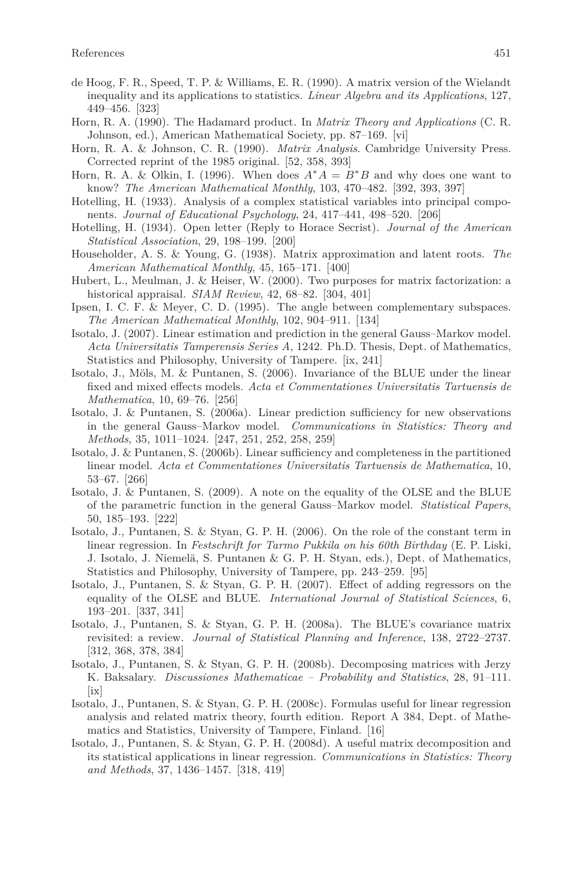de Hoog, F. R., Speed, T. P. & Williams, E. R. (1990). A matrix version of the Wielandt inequality and its applications to statistics. *Linear Algebra and its Applications*, 127, 449–456. [323]

Horn, R. A. (1990). The Hadamard product. In *Matrix Theory and Applications* (C. R. Johnson, ed.), American Mathematical Society, pp. 87–169. [vi]

Horn, R. A. & Johnson, C. R. (1990). *Matrix Analysis*. Cambridge University Press. Corrected reprint of the 1985 original. [52, 358, 393]

Horn, R. A. & Olkin, I. (1996). When does $A^*A = B^*B$ and why does one want to know? *The American Mathematical Monthly*, 103, 470–482. [392, 393, 397]

Hotelling, H. (1933). Analysis of a complex statistical variables into principal components. *Journal of Educational Psychology*, 24, 417–441, 498–520. [206]

Hotelling, H. (1934). Open letter (Reply to Horace Secrist). *Journal of the American Statistical Association*, 29, 198–199. [200]

Householder, A. S. & Young, G. (1938). Matrix approximation and latent roots. *The American Mathematical Monthly*, 45, 165–171. [400]

Hubert, L., Meulman, J. & Heiser, W. (2000). Two purposes for matrix factorization: a historical appraisal. *SIAM Review*, 42, 68–82. [304, 401]

Ipsen, I. C. F. & Meyer, C. D. (1995). The angle between complementary subspaces. *The American Mathematical Monthly*, 102, 904–911. [134]

Isotalo, J. (2007). Linear estimation and prediction in the general Gauss–Markov model. *Acta Universitatis Tamperensis Series A*, 1242. Ph.D. Thesis, Dept. of Mathematics, Statistics and Philosophy, University of Tampere. [ix, 241]

Isotalo, J., Möls, M. & Puntanen, S. (2006). Invariance of the BLUE under the linear fixed and mixed effects models. *Acta et Commentationes Universitatis Tartuensis de Mathematica*, 10, 69–76. [256]

Isotalo, J. & Puntanen, S. (2006a). Linear prediction sufficiency for new observations in the general Gauss–Markov model. *Communications in Statistics: Theory and Methods*, 35, 1011–1024. [247, 251, 252, 258, 259]

Isotalo, J. & Puntanen, S. (2006b). Linear sufficiency and completeness in the partitioned linear model. *Acta et Commentationes Universitatis Tartuensis de Mathematica*, 10, 53–67. [266]

Isotalo, J. & Puntanen, S. (2009). A note on the equality of the OLSE and the BLUE of the parametric function in the general Gauss–Markov model. *Statistical Papers*, 50, 185–193. [222]

Isotalo, J., Puntanen, S. & Styan, G. P. H. (2006). On the role of the constant term in linear regression. In *Festschrift for Tarmo Pukkila on his 60th Birthday* (E. P. Liski, J. Isotalo, J. Niemelä, S. Puntanen & G. P. H. Styan, eds.), Dept. of Mathematics, Statistics and Philosophy, University of Tampere, pp. 243–259. [95]

Isotalo, J., Puntanen, S. & Styan, G. P. H. (2007). Effect of adding regressors on the equality of the OLSE and BLUE. *International Journal of Statistical Sciences*, 6, 193–201. [337, 341]

Isotalo, J., Puntanen, S. & Styan, G. P. H. (2008a). The BLUE's covariance matrix revisited: a review. *Journal of Statistical Planning and Inference*, 138, 2722–2737. [312, 368, 378, 384]

Isotalo, J., Puntanen, S. & Styan, G. P. H. (2008b). Decomposing matrices with Jerzy K. Baksalary. *Discussiones Mathematicae – Probability and Statistics*, 28, 91–111. [ix]

Isotalo, J., Puntanen, S. & Styan, G. P. H. (2008c). Formulas useful for linear regression analysis and related matrix theory, fourth edition. Report A 384, Dept. of Mathematics and Statistics, University of Tampere, Finland. [16]

Isotalo, J., Puntanen, S. & Styan, G. P. H. (2008d). A useful matrix decomposition and its statistical applications in linear regression. *Communications in Statistics: Theory and Methods*, 37, 1436–1457. [318, 419]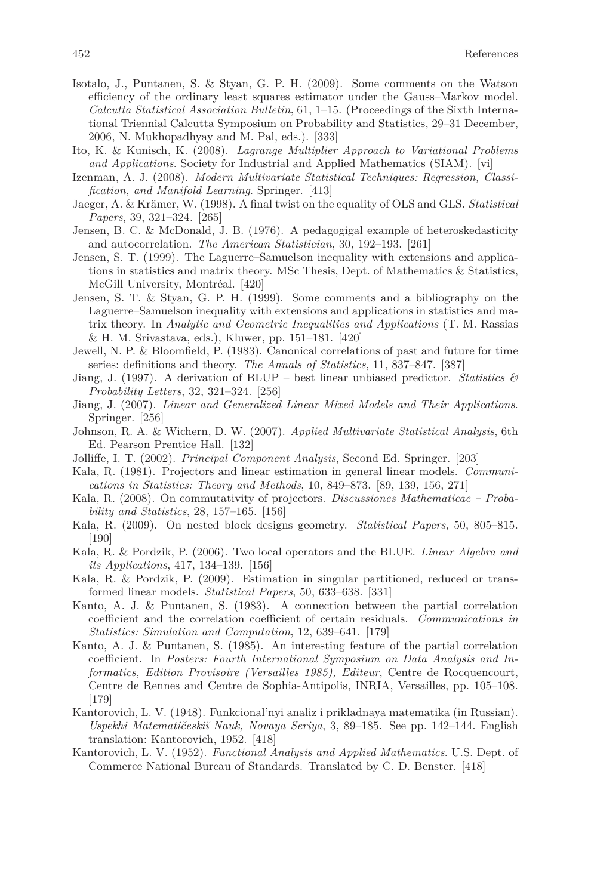Isotalo, J., Puntanen, S. & Styan, G. P. H. (2009). Some comments on the Watson efficiency of the ordinary least squares estimator under the Gauss–Markov model. *Calcutta Statistical Association Bulletin*, 61, 1–15. (Proceedings of the Sixth International Triennial Calcutta Symposium on Probability and Statistics, 29–31 December, 2006, N. Mukhopadhyay and M. Pal, eds.). [333]

Ito, K. & Kunisch, K. (2008). *Lagrange Multiplier Approach to Variational Problems and Applications*. Society for Industrial and Applied Mathematics (SIAM). [vi]

Izenman, A. J. (2008). *Modern Multivariate Statistical Techniques: Regression, Classification, and Manifold Learning*. Springer. [413]

Jaeger, A. & Krämer, W. (1998). A final twist on the equality of OLS and GLS. *Statistical Papers*, 39, 321–324. [265]

Jensen, B. C. & McDonald, J. B. (1976). A pedagogigal example of heteroskedasticity and autocorrelation. *The American Statistician*, 30, 192–193. [261]

Jensen, S. T. (1999). The Laguerre–Samuelson inequality with extensions and applications in statistics and matrix theory. MSc Thesis, Dept. of Mathematics & Statistics, McGill University, Montréal. [420]

Jensen, S. T. & Styan, G. P. H. (1999). Some comments and a bibliography on the Laguerre–Samuelson inequality with extensions and applications in statistics and matrix theory. In *Analytic and Geometric Inequalities and Applications* (T. M. Rassias & H. M. Srivastava, eds.), Kluwer, pp. 151–181. [420]

Jewell, N. P. & Bloomfield, P. (1983). Canonical correlations of past and future for time series: definitions and theory. *The Annals of Statistics*, 11, 837–847. [387]

Jiang, J. (1997). A derivation of BLUP – best linear unbiased predictor. *Statistics & Probability Letters*, 32, 321–324. [256]

Jiang, J. (2007). *Linear and Generalized Linear Mixed Models and Their Applications*. Springer. [256]

Johnson, R. A. & Wichern, D. W. (2007). *Applied Multivariate Statistical Analysis*, 6th Ed. Pearson Prentice Hall. [132]

Jolliffe, I. T. (2002). *Principal Component Analysis*, Second Ed. Springer. [203]

Kala, R. (1981). Projectors and linear estimation in general linear models. *Communications in Statistics: Theory and Methods*, 10, 849–873. [89, 139, 156, 271]

Kala, R. (2008). On commutativity of projectors. *Discussiones Mathematicae – Probability and Statistics*, 28, 157–165. [156]

Kala, R. (2009). On nested block designs geometry. *Statistical Papers*, 50, 805–815. [190]

Kala, R. & Pordzik, P. (2006). Two local operators and the BLUE. *Linear Algebra and its Applications*, 417, 134–139. [156]

Kala, R. & Pordzik, P. (2009). Estimation in singular partitioned, reduced or transformed linear models. *Statistical Papers*, 50, 633–638. [331]

Kanto, A. J. & Puntanen, S. (1983). A connection between the partial correlation coefficient and the correlation coefficient of certain residuals. *Communications in Statistics: Simulation and Computation*, 12, 639–641. [179]

Kanto, A. J. & Puntanen, S. (1985). An interesting feature of the partial correlation coefficient. In *Posters: Fourth International Symposium on Data Analysis and Informatics, Edition Provisoire (Versailles 1985), Editeur*, Centre de Rocquencourt, Centre de Rennes and Centre de Sophia-Antipolis, INRIA, Versailles, pp. 105–108. [179]

Kantorovich, L. V. (1948). Funkcional'nyi analiz i prikladnaya matematika (in Russian). *Uspekhi Matematičeskiĭ Nauk, Novaya Seriya*, 3, 89–185. See pp. 142–144. English translation: Kantorovich, 1952. [418]

Kantorovich, L. V. (1952). *Functional Analysis and Applied Mathematics*. U.S. Dept. of Commerce National Bureau of Standards. Translated by C. D. Benster. [418]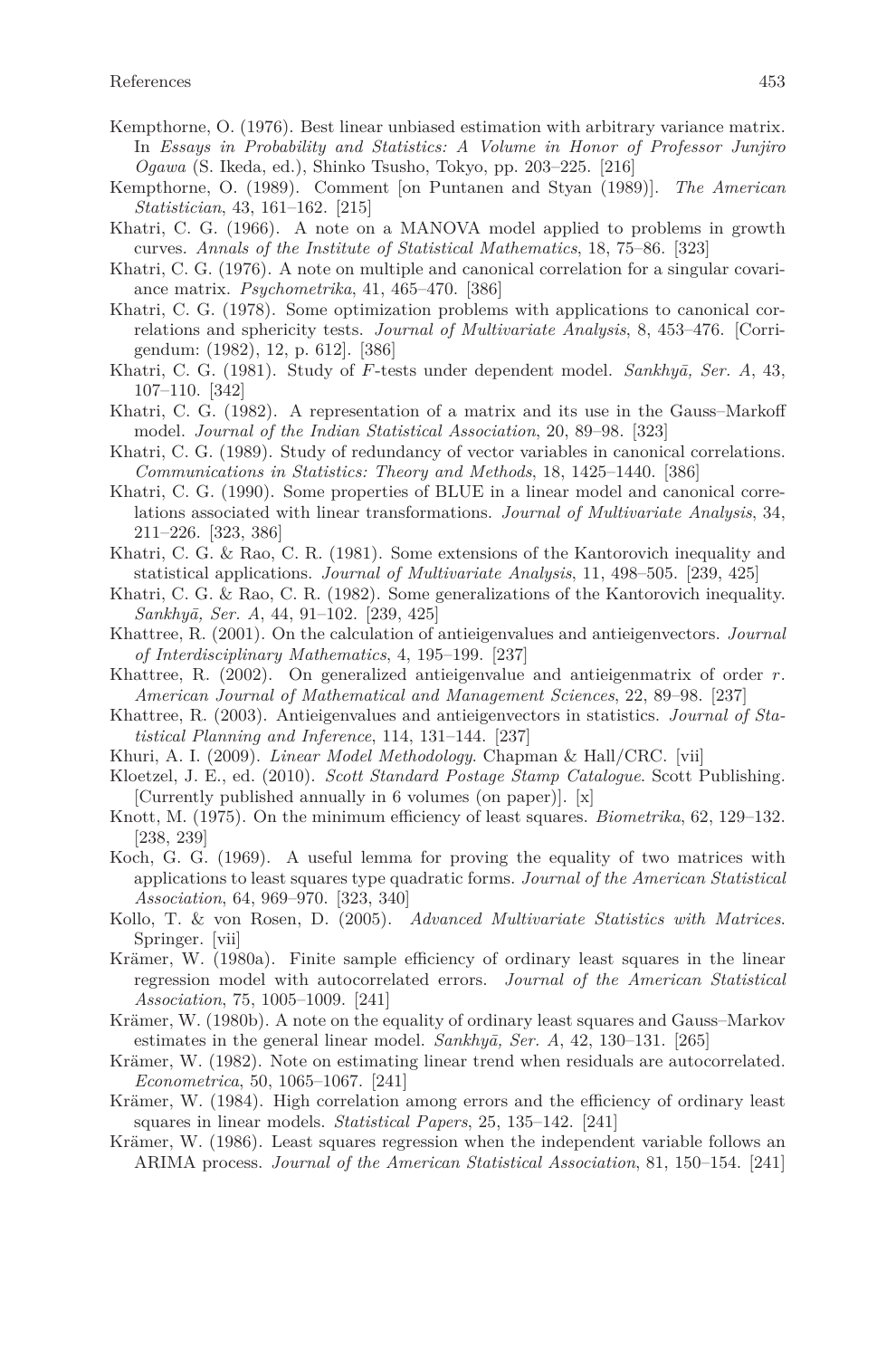Kempthorne, O. (1976). Best linear unbiased estimation with arbitrary variance matrix. In *Essays in Probability and Statistics: A Volume in Honor of Professor Junjiro Ogawa* (S. Ikeda, ed.), Shinko Tsusho, Tokyo, pp. 203–225. [216]

Kempthorne, O. (1989). Comment [on Puntanen and Styan (1989)]. *The American Statistician*, 43, 161–162. [215]

Khatri, C. G. (1966). A note on a MANOVA model applied to problems in growth curves. *Annals of the Institute of Statistical Mathematics*, 18, 75–86. [323]

Khatri, C. G. (1976). A note on multiple and canonical correlation for a singular covariance matrix. *Psychometrika*, 41, 465–470. [386]

Khatri, C. G. (1978). Some optimization problems with applications to canonical correlations and sphericity tests. *Journal of Multivariate Analysis*, 8, 453–476. [Corrigendum: (1982), 12, p. 612]. [386]

Khatri, C. G. (1981). Study of $F$-tests under dependent model. *Sankhyā, Ser. A*, 43, 107–110. [342]

Khatri, C. G. (1982). A representation of a matrix and its use in the Gauss–Markoff model. *Journal of the Indian Statistical Association*, 20, 89–98. [323]

Khatri, C. G. (1989). Study of redundancy of vector variables in canonical correlations. *Communications in Statistics: Theory and Methods*, 18, 1425–1440. [386]

Khatri, C. G. (1990). Some properties of BLUE in a linear model and canonical correlations associated with linear transformations. *Journal of Multivariate Analysis*, 34, 211–226. [323, 386]

Khatri, C. G. & Rao, C. R. (1981). Some extensions of the Kantorovich inequality and statistical applications. *Journal of Multivariate Analysis*, 11, 498–505. [239, 425]

Khatri, C. G. & Rao, C. R. (1982). Some generalizations of the Kantorovich inequality. *Sankhyā, Ser. A*, 44, 91–102. [239, 425]

Khattree, R. (2001). On the calculation of antieigenvalues and antieigenvectors. *Journal of Interdisciplinary Mathematics*, 4, 195–199. [237]

Khattree, R. (2002). On generalized antieigenvalue and antieigenmatrix of order $r$. *American Journal of Mathematical and Management Sciences*, 22, 89–98. [237]

Khattree, R. (2003). Antieigenvalues and antieigenvectors in statistics. *Journal of Statistical Planning and Inference*, 114, 131–144. [237]

Khuri, A. I. (2009). *Linear Model Methodology*. Chapman & Hall/CRC. [vii]

Kloetzel, J. E., ed. (2010). *Scott Standard Postage Stamp Catalogue*. Scott Publishing. [Currently published annually in 6 volumes (on paper)]. [x]

Knott, M. (1975). On the minimum efficiency of least squares. *Biometrika*, 62, 129–132. [238, 239]

Koch, G. G. (1969). A useful lemma for proving the equality of two matrices with applications to least squares type quadratic forms. *Journal of the American Statistical Association*, 64, 969–970. [323, 340]

Kollo, T. & von Rosen, D. (2005). *Advanced Multivariate Statistics with Matrices*. Springer. [vii]

Krämer, W. (1980a). Finite sample efficiency of ordinary least squares in the linear regression model with autocorrelated errors. *Journal of the American Statistical Association*, 75, 1005–1009. [241]

Krämer, W. (1980b). A note on the equality of ordinary least squares and Gauss–Markov estimates in the general linear model. *Sankhyā, Ser. A*, 42, 130–131. [265]

Krämer, W. (1982). Note on estimating linear trend when residuals are autocorrelated. *Econometrica*, 50, 1065–1067. [241]

Krämer, W. (1984). High correlation among errors and the efficiency of ordinary least squares in linear models. *Statistical Papers*, 25, 135–142. [241]

Krämer, W. (1986). Least squares regression when the independent variable follows an ARIMA process. *Journal of the American Statistical Association*, 81, 150–154. [241]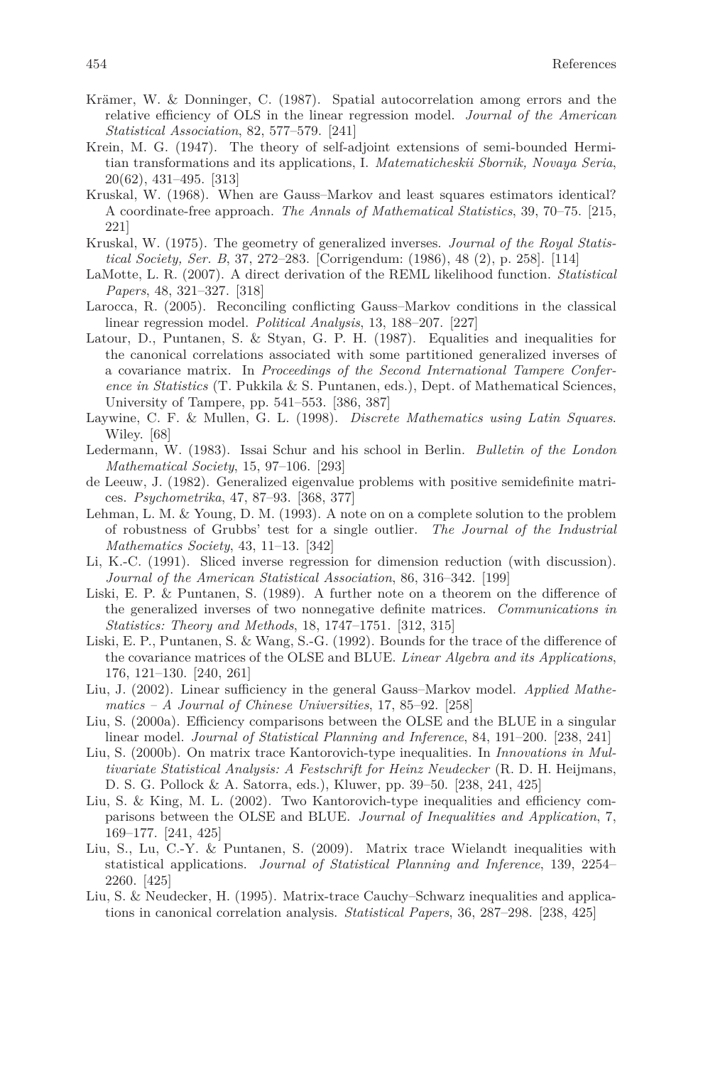Krämer, W. & Donninger, C. (1987). Spatial autocorrelation among errors and the relative efficiency of OLS in the linear regression model. *Journal of the American Statistical Association*, 82, 577–579. [241]

Krein, M. G. (1947). The theory of self-adjoint extensions of semi-bounded Hermitian transformations and its applications, I. *Matematicheskii Sbornik, Novaya Seria*, 20(62), 431–495. [313]

Kruskal, W. (1968). When are Gauss–Markov and least squares estimators identical? A coordinate-free approach. *The Annals of Mathematical Statistics*, 39, 70–75. [215, 221]

Kruskal, W. (1975). The geometry of generalized inverses. *Journal of the Royal Statistical Society, Ser. B*, 37, 272–283. [Corrigendum: (1986), 48 (2), p. 258]. [114]

LaMotte, L. R. (2007). A direct derivation of the REML likelihood function. *Statistical Papers*, 48, 321–327. [318]

Larocca, R. (2005). Reconciling conflicting Gauss–Markov conditions in the classical linear regression model. *Political Analysis*, 13, 188–207. [227]

Latour, D., Puntanen, S. & Styan, G. P. H. (1987). Equalities and inequalities for the canonical correlations associated with some partitioned generalized inverses of a covariance matrix. In *Proceedings of the Second International Tampere Conference in Statistics* (T. Pukkila & S. Puntanen, eds.), Dept. of Mathematical Sciences, University of Tampere, pp. 541–553. [386, 387]

Laywine, C. F. & Mullen, G. L. (1998). *Discrete Mathematics using Latin Squares*. Wiley. [68]

Ledermann, W. (1983). Issai Schur and his school in Berlin. *Bulletin of the London Mathematical Society*, 15, 97–106. [293]

de Leeuw, J. (1982). Generalized eigenvalue problems with positive semidefinite matrices. *Psychometrika*, 47, 87–93. [368, 377]

Lehman, L. M. & Young, D. M. (1993). A note on on a complete solution to the problem of robustness of Grubbs' test for a single outlier. *The Journal of the Industrial Mathematics Society*, 43, 11–13. [342]

Li, K.-C. (1991). Sliced inverse regression for dimension reduction (with discussion). *Journal of the American Statistical Association*, 86, 316–342. [199]

Liski, E. P. & Puntanen, S. (1989). A further note on a theorem on the difference of the generalized inverses of two nonnegative definite matrices. *Communications in Statistics: Theory and Methods*, 18, 1747–1751. [312, 315]

Liski, E. P., Puntanen, S. & Wang, S.-G. (1992). Bounds for the trace of the difference of the covariance matrices of the OLSE and BLUE. *Linear Algebra and its Applications*, 176, 121–130. [240, 261]

Liu, J. (2002). Linear sufficiency in the general Gauss–Markov model. *Applied Mathematics – A Journal of Chinese Universities*, 17, 85–92. [258]

Liu, S. (2000a). Efficiency comparisons between the OLSE and the BLUE in a singular linear model. *Journal of Statistical Planning and Inference*, 84, 191–200. [238, 241]

Liu, S. (2000b). On matrix trace Kantorovich-type inequalities. In *Innovations in Multivariate Statistical Analysis: A Festschrift for Heinz Neudecker* (R. D. H. Heijmans, D. S. G. Pollock & A. Satorra, eds.), Kluwer, pp. 39–50. [238, 241, 425]

Liu, S. & King, M. L. (2002). Two Kantorovich-type inequalities and efficiency comparisons between the OLSE and BLUE. *Journal of Inequalities and Application*, 7, 169–177. [241, 425]

Liu, S., Lu, C.-Y. & Puntanen, S. (2009). Matrix trace Wielandt inequalities with statistical applications. *Journal of Statistical Planning and Inference*, 139, 2254–2260. [425]

Liu, S. & Neudecker, H. (1995). Matrix-trace Cauchy–Schwarz inequalities and applications in canonical correlation analysis. *Statistical Papers*, 36, 287–298. [238, 425]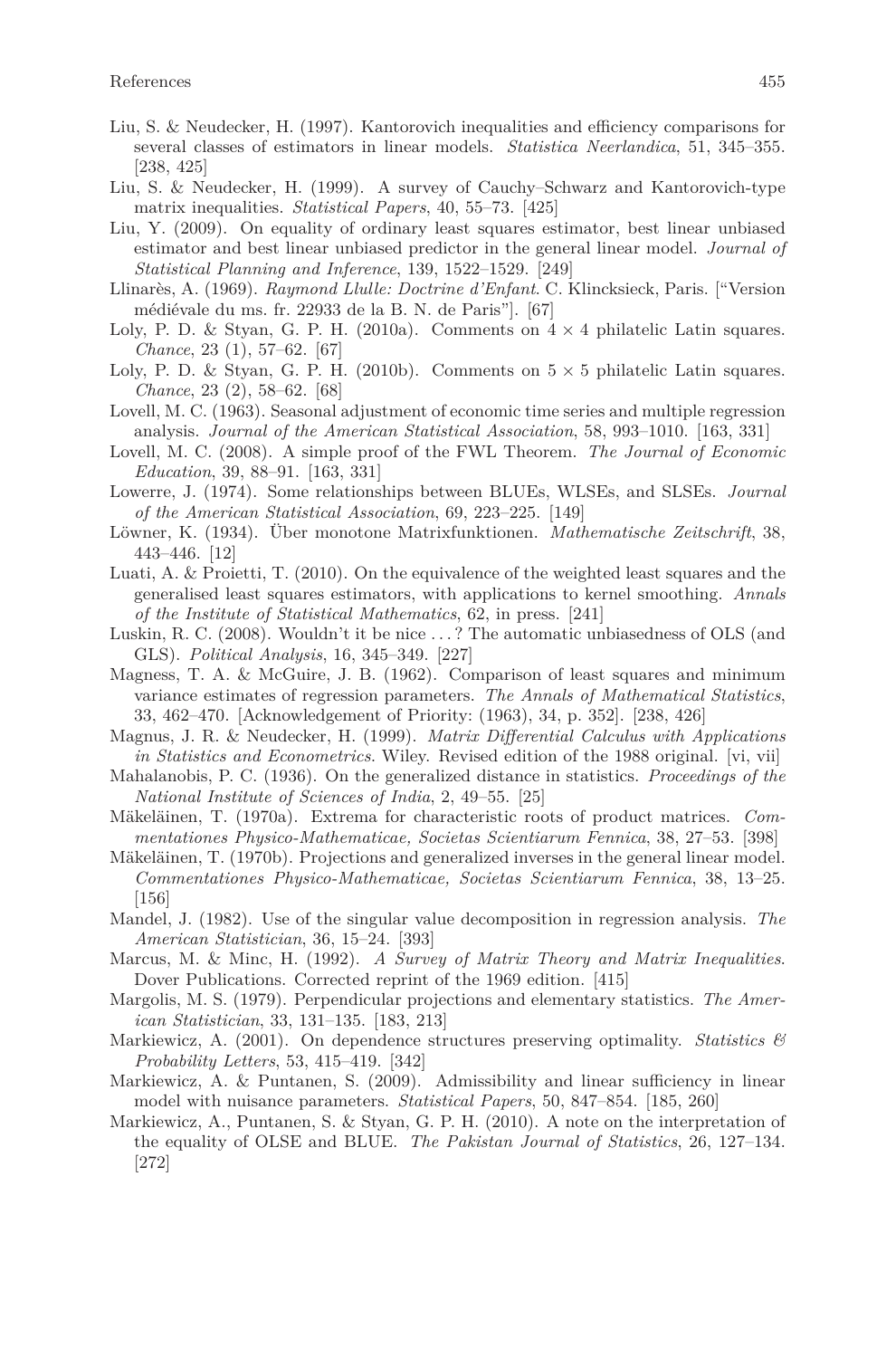Liu, S. & Neudecker, H. (1997). Kantorovich inequalities and efficiency comparisons for several classes of estimators in linear models. *Statistica Neerlandica*, 51, 345–355. [238, 425]

Liu, S. & Neudecker, H. (1999). A survey of Cauchy–Schwarz and Kantorovich-type matrix inequalities. *Statistical Papers*, 40, 55–73. [425]

Liu, Y. (2009). On equality of ordinary least squares estimator, best linear unbiased estimator and best linear unbiased predictor in the general linear model. *Journal of Statistical Planning and Inference*, 139, 1522–1529. [249]

Llinarès, A. (1969). *Raymond Llulle: Doctrine d'Enfant*. C. Klincksieck, Paris. ["Version médiévale du ms. fr. 22933 de la B. N. de Paris"]. [67]

Loly, P. D. & Styan, G. P. H. (2010a). Comments on $4 \times 4$ philatelic Latin squares. *Chance*, 23 (1), 57–62. [67]

Loly, P. D. & Styan, G. P. H. (2010b). Comments on $5 \times 5$ philatelic Latin squares. *Chance*, 23 (2), 58–62. [68]

Lovell, M. C. (1963). Seasonal adjustment of economic time series and multiple regression analysis. *Journal of the American Statistical Association*, 58, 993–1010. [163, 331]

Lovell, M. C. (2008). A simple proof of the FWL Theorem. *The Journal of Economic Education*, 39, 88–91. [163, 331]

Lowerre, J. (1974). Some relationships between BLUEs, WLSEs, and SLSEs. *Journal of the American Statistical Association*, 69, 223–225. [149]

Löwner, K. (1934). Über monotone Matrixfunktionen. *Mathematische Zeitschrift*, 38, 443–446. [12]

Luati, A. & Proietti, T. (2010). On the equivalence of the weighted least squares and the generalised least squares estimators, with applications to kernel smoothing. *Annals of the Institute of Statistical Mathematics*, 62, in press. [241]

Luskin, R. C. (2008). Wouldn't it be nice . . . ? The automatic unbiasedness of OLS (and GLS). *Political Analysis*, 16, 345–349. [227]

Magness, T. A. & McGuire, J. B. (1962). Comparison of least squares and minimum variance estimates of regression parameters. *The Annals of Mathematical Statistics*, 33, 462–470. [Acknowledgement of Priority: (1963), 34, p. 352]. [238, 426]

Magnus, J. R. & Neudecker, H. (1999). *Matrix Differential Calculus with Applications in Statistics and Econometrics*. Wiley. Revised edition of the 1988 original. [vi, vii]

Mahalanobis, P. C. (1936). On the generalized distance in statistics. *Proceedings of the National Institute of Sciences of India*, 2, 49–55. [25]

Mäkeläinen, T. (1970a). Extrema for characteristic roots of product matrices. *Commentationes Physico-Mathematicae, Societas Scientiarum Fennica*, 38, 27–53. [398]

Mäkeläinen, T. (1970b). Projections and generalized inverses in the general linear model. *Commentationes Physico-Mathematicae, Societas Scientiarum Fennica*, 38, 13–25. [156]

Mandel, J. (1982). Use of the singular value decomposition in regression analysis. *The American Statistician*, 36, 15–24. [393]

Marcus, M. & Minc, H. (1992). *A Survey of Matrix Theory and Matrix Inequalities*. Dover Publications. Corrected reprint of the 1969 edition. [415]

Margolis, M. S. (1979). Perpendicular projections and elementary statistics. *The American Statistician*, 33, 131–135. [183, 213]

Markiewicz, A. (2001). On dependence structures preserving optimality. *Statistics & Probability Letters*, 53, 415–419. [342]

Markiewicz, A. & Puntanen, S. (2009). Admissibility and linear sufficiency in linear model with nuisance parameters. *Statistical Papers*, 50, 847–854. [185, 260]

Markiewicz, A., Puntanen, S. & Styan, G. P. H. (2010). A note on the interpretation of the equality of OLSE and BLUE. *The Pakistan Journal of Statistics*, 26, 127–134. [272]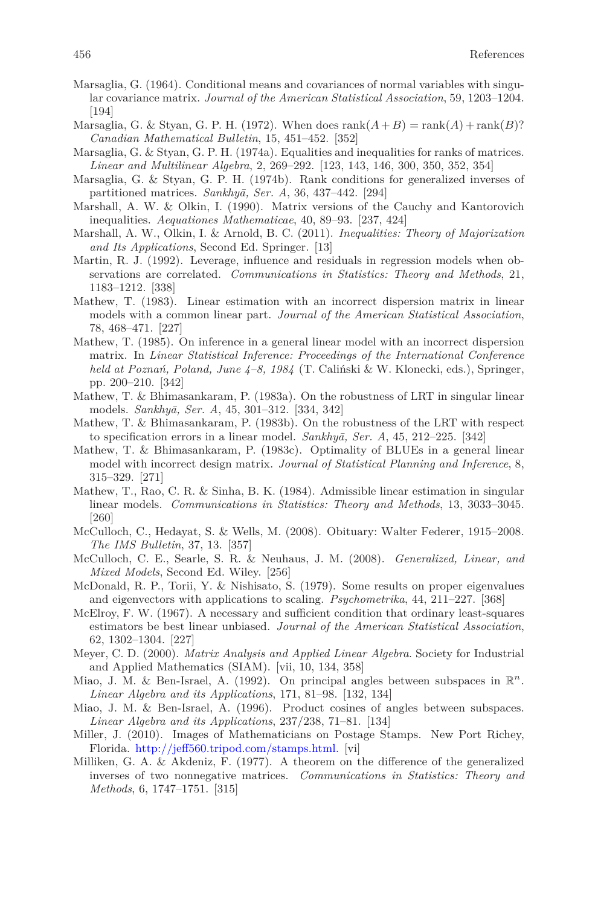Marsaglia, G. (1964). Conditional means and covariances of normal variables with singular covariance matrix. *Journal of the American Statistical Association*, 59, 1203–1204. [194]

Marsaglia, G. & Styan, G. P. H. (1972). When does $\operatorname{rank}(A+B) = \operatorname{rank}(A) + \operatorname{rank}(B)$? *Canadian Mathematical Bulletin*, 15, 451–452. [352]

Marsaglia, G. & Styan, G. P. H. (1974a). Equalities and inequalities for ranks of matrices. *Linear and Multilinear Algebra*, 2, 269–292. [123, 143, 146, 300, 350, 352, 354]

Marsaglia, G. & Styan, G. P. H. (1974b). Rank conditions for generalized inverses of partitioned matrices. *Sankhyā, Ser. A*, 36, 437–442. [294]

Marshall, A. W. & Olkin, I. (1990). Matrix versions of the Cauchy and Kantorovich inequalities. *Aequationes Mathematicae*, 40, 89–93. [237, 424]

Marshall, A. W., Olkin, I. & Arnold, B. C. (2011). *Inequalities: Theory of Majorization and Its Applications*, Second Ed. Springer. [13]

Martin, R. J. (1992). Leverage, influence and residuals in regression models when observations are correlated. *Communications in Statistics: Theory and Methods*, 21, 1183–1212. [338]

Mathew, T. (1983). Linear estimation with an incorrect dispersion matrix in linear models with a common linear part. *Journal of the American Statistical Association*, 78, 468–471. [227]

Mathew, T. (1985). On inference in a general linear model with an incorrect dispersion matrix. In *Linear Statistical Inference: Proceedings of the International Conference held at Poznań, Poland, June 4–8, 1984* (T. Caliński & W. Klonecki, eds.), Springer, pp. 200–210. [342]

Mathew, T. & Bhimasankaram, P. (1983a). On the robustness of LRT in singular linear models. *Sankhyā, Ser. A*, 45, 301–312. [334, 342]

Mathew, T. & Bhimasankaram, P. (1983b). On the robustness of the LRT with respect to specification errors in a linear model. *Sankhyā, Ser. A*, 45, 212–225. [342]

Mathew, T. & Bhimasankaram, P. (1983c). Optimality of BLUEs in a general linear model with incorrect design matrix. *Journal of Statistical Planning and Inference*, 8, 315–329. [271]

Mathew, T., Rao, C. R. & Sinha, B. K. (1984). Admissible linear estimation in singular linear models. *Communications in Statistics: Theory and Methods*, 13, 3033–3045. [260]

McCulloch, C., Hedayat, S. & Wells, M. (2008). Obituary: Walter Federer, 1915–2008. *The IMS Bulletin*, 37, 13. [357]

McCulloch, C. E., Searle, S. R. & Neuhaus, J. M. (2008). *Generalized, Linear, and Mixed Models*, Second Ed. Wiley. [256]

McDonald, R. P., Torii, Y. & Nishisato, S. (1979). Some results on proper eigenvalues and eigenvectors with applications to scaling. *Psychometrika*, 44, 211–227. [368]

McElroy, F. W. (1967). A necessary and sufficient condition that ordinary least-squares estimators be best linear unbiased. *Journal of the American Statistical Association*, 62, 1302–1304. [227]

Meyer, C. D. (2000). *Matrix Analysis and Applied Linear Algebra*. Society for Industrial and Applied Mathematics (SIAM). [vii, 10, 134, 358]

Miao, J. M. & Ben-Israel, A. (1992). On principal angles between subspaces in $\mathbb{R}^n$. *Linear Algebra and its Applications*, 171, 81–98. [132, 134]

Miao, J. M. & Ben-Israel, A. (1996). Product cosines of angles between subspaces. *Linear Algebra and its Applications*, 237/238, 71–81. [134]

Miller, J. (2010). Images of Mathematicians on Postage Stamps. New Port Richey, Florida. http://jeff560.tripod.com/stamps.html. [vi]

Milliken, G. A. & Akdeniz, F. (1977). A theorem on the difference of the generalized inverses of two nonnegative matrices. *Communications in Statistics: Theory and Methods*, 6, 1747–1751. [315]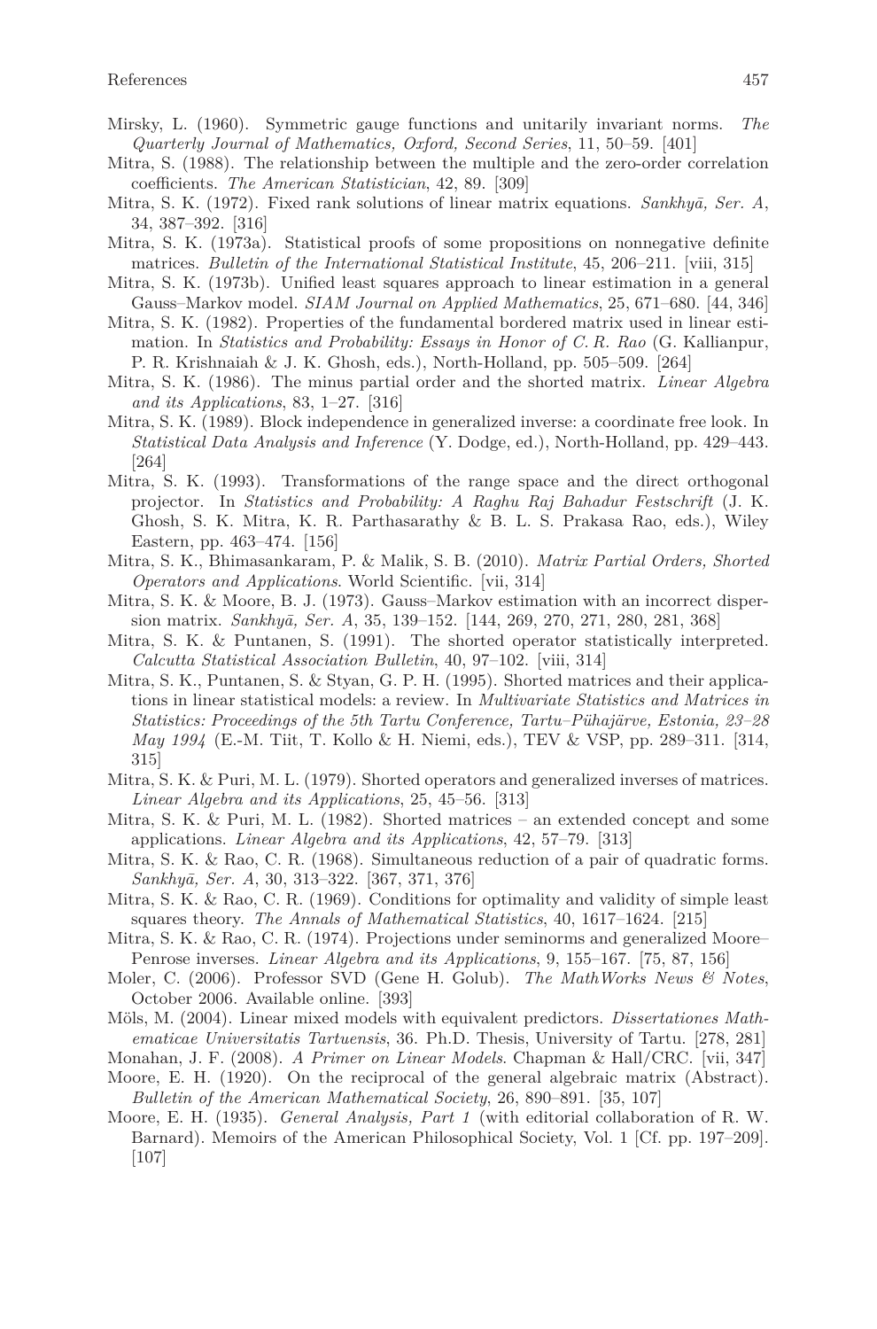Mirsky, L. (1960). Symmetric gauge functions and unitarily invariant norms. *The Quarterly Journal of Mathematics, Oxford, Second Series*, 11, 50–59. [401]

Mitra, S. (1988). The relationship between the multiple and the zero-order correlation coefficients. *The American Statistician*, 42, 89. [309]

Mitra, S. K. (1972). Fixed rank solutions of linear matrix equations. *Sankhyā, Ser. A*, 34, 387–392. [316]

Mitra, S. K. (1973a). Statistical proofs of some propositions on nonnegative definite matrices. *Bulletin of the International Statistical Institute*, 45, 206–211. [viii, 315]

Mitra, S. K. (1973b). Unified least squares approach to linear estimation in a general Gauss–Markov model. *SIAM Journal on Applied Mathematics*, 25, 671–680. [44, 346]

Mitra, S. K. (1982). Properties of the fundamental bordered matrix used in linear estimation. In *Statistics and Probability: Essays in Honor of C. R. Rao* (G. Kallianpur, P. R. Krishnaiah & J. K. Ghosh, eds.), North-Holland, pp. 505–509. [264]

Mitra, S. K. (1986). The minus partial order and the shorted matrix. *Linear Algebra and its Applications*, 83, 1–27. [316]

Mitra, S. K. (1989). Block independence in generalized inverse: a coordinate free look. In *Statistical Data Analysis and Inference* (Y. Dodge, ed.), North-Holland, pp. 429–443. [264]

Mitra, S. K. (1993). Transformations of the range space and the direct orthogonal projector. In *Statistics and Probability: A Raghu Raj Bahadur Festschrift* (J. K. Ghosh, S. K. Mitra, K. R. Parthasarathy & B. L. S. Prakasa Rao, eds.), Wiley Eastern, pp. 463–474. [156]

Mitra, S. K., Bhimasankaram, P. & Malik, S. B. (2010). *Matrix Partial Orders, Shorted Operators and Applications*. World Scientific. [vii, 314]

Mitra, S. K. & Moore, B. J. (1973). Gauss–Markov estimation with an incorrect dispersion matrix. *Sankhyā, Ser. A*, 35, 139–152. [144, 269, 270, 271, 280, 281, 368]

Mitra, S. K. & Puntanen, S. (1991). The shorted operator statistically interpreted. *Calcutta Statistical Association Bulletin*, 40, 97–102. [viii, 314]

Mitra, S. K., Puntanen, S. & Styan, G. P. H. (1995). Shorted matrices and their applications in linear statistical models: a review. In *Multivariate Statistics and Matrices in Statistics: Proceedings of the 5th Tartu Conference, Tartu–Pühajärve, Estonia, 23–28 May 1994* (E.-M. Tiit, T. Kollo & H. Niemi, eds.), TEV & VSP, pp. 289–311. [314, 315]

Mitra, S. K. & Puri, M. L. (1979). Shorted operators and generalized inverses of matrices. *Linear Algebra and its Applications*, 25, 45–56. [313]

Mitra, S. K. & Puri, M. L. (1982). Shorted matrices – an extended concept and some applications. *Linear Algebra and its Applications*, 42, 57–79. [313]

Mitra, S. K. & Rao, C. R. (1968). Simultaneous reduction of a pair of quadratic forms. *Sankhyā, Ser. A*, 30, 313–322. [367, 371, 376]

Mitra, S. K. & Rao, C. R. (1969). Conditions for optimality and validity of simple least squares theory. *The Annals of Mathematical Statistics*, 40, 1617–1624. [215]

Mitra, S. K. & Rao, C. R. (1974). Projections under seminorms and generalized Moore–Penrose inverses. *Linear Algebra and its Applications*, 9, 155–167. [75, 87, 156]

Moler, C. (2006). Professor SVD (Gene H. Golub). *The MathWorks News & Notes*, October 2006. Available online. [393]

Möls, M. (2004). Linear mixed models with equivalent predictors. *Dissertationes Mathematicae Universitatis Tartuensis*, 36. Ph.D. Thesis, University of Tartu. [278, 281]

Monahan, J. F. (2008). *A Primer on Linear Models*. Chapman & Hall/CRC. [vii, 347]

Moore, E. H. (1920). On the reciprocal of the general algebraic matrix (Abstract). *Bulletin of the American Mathematical Society*, 26, 890–891. [35, 107]

Moore, E. H. (1935). *General Analysis, Part 1* (with editorial collaboration of R. W. Barnard). Memoirs of the American Philosophical Society, Vol. 1 [Cf. pp. 197–209]. [107]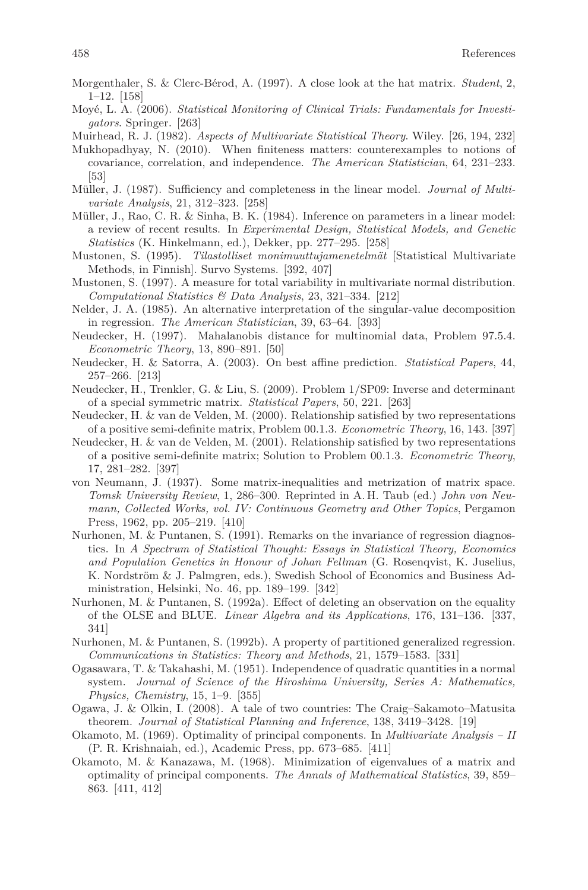Morgenthaler, S. & Clerc-Bérod, A. (1997). A close look at the hat matrix. *Student*, 2, 1–12. [158]

Moyé, L. A. (2006). *Statistical Monitoring of Clinical Trials: Fundamentals for Investigators*. Springer. [263]

Muirhead, R. J. (1982). *Aspects of Multivariate Statistical Theory*. Wiley. [26, 194, 232]

Mukhopadhyay, N. (2010). When finiteness matters: counterexamples to notions of covariance, correlation, and independence. *The American Statistician*, 64, 231–233. [53]

Müller, J. (1987). Sufficiency and completeness in the linear model. *Journal of Multivariate Analysis*, 21, 312–323. [258]

Müller, J., Rao, C. R. & Sinha, B. K. (1984). Inference on parameters in a linear model: a review of recent results. In *Experimental Design, Statistical Models, and Genetic Statistics* (K. Hinkelmann, ed.), Dekker, pp. 277–295. [258]

Mustonen, S. (1995). *Tilastolliset monimuuttujamenetelmät* [Statistical Multivariate Methods, in Finnish]. Survo Systems. [392, 407]

Mustonen, S. (1997). A measure for total variability in multivariate normal distribution. *Computational Statistics & Data Analysis*, 23, 321–334. [212]

Nelder, J. A. (1985). An alternative interpretation of the singular-value decomposition in regression. *The American Statistician*, 39, 63–64. [393]

Neudecker, H. (1997). Mahalanobis distance for multinomial data, Problem 97.5.4. *Econometric Theory*, 13, 890–891. [50]

Neudecker, H. & Satorra, A. (2003). On best affine prediction. *Statistical Papers*, 44, 257–266. [213]

Neudecker, H., Trenkler, G. & Liu, S. (2009). Problem 1/SP09: Inverse and determinant of a special symmetric matrix. *Statistical Papers*, 50, 221. [263]

Neudecker, H. & van de Velden, M. (2000). Relationship satisfied by two representations of a positive semi-definite matrix, Problem 00.1.3. *Econometric Theory*, 16, 143. [397]

Neudecker, H. & van de Velden, M. (2001). Relationship satisfied by two representations of a positive semi-definite matrix; Solution to Problem 00.1.3. *Econometric Theory*, 17, 281–282. [397]

von Neumann, J. (1937). Some matrix-inequalities and metrization of matrix space. *Tomsk University Review*, 1, 286–300. Reprinted in A. H. Taub (ed.) *John von Neumann, Collected Works, vol. IV: Continuous Geometry and Other Topics*, Pergamon Press, 1962, pp. 205–219. [410]

Nurhonen, M. & Puntanen, S. (1991). Remarks on the invariance of regression diagnostics. In *A Spectrum of Statistical Thought: Essays in Statistical Theory, Economics and Population Genetics in Honour of Johan Fellman* (G. Rosenqvist, K. Juselius, K. Nordström & J. Palmgren, eds.), Swedish School of Economics and Business Administration, Helsinki, No. 46, pp. 189–199. [342]

Nurhonen, M. & Puntanen, S. (1992a). Effect of deleting an observation on the equality of the OLSE and BLUE. *Linear Algebra and its Applications*, 176, 131–136. [337, 341]

Nurhonen, M. & Puntanen, S. (1992b). A property of partitioned generalized regression. *Communications in Statistics: Theory and Methods*, 21, 1579–1583. [331]

Ogasawara, T. & Takahashi, M. (1951). Independence of quadratic quantities in a normal system. *Journal of Science of the Hiroshima University, Series A: Mathematics, Physics, Chemistry*, 15, 1–9. [355]

Ogawa, J. & Olkin, I. (2008). A tale of two countries: The Craig–Sakamoto–Matusita theorem. *Journal of Statistical Planning and Inference*, 138, 3419–3428. [19]

Okamoto, M. (1969). Optimality of principal components. In *Multivariate Analysis – II* (P. R. Krishnaiah, ed.), Academic Press, pp. 673–685. [411]

Okamoto, M. & Kanazawa, M. (1968). Minimization of eigenvalues of a matrix and optimality of principal components. *The Annals of Mathematical Statistics*, 39, 859–863. [411, 412]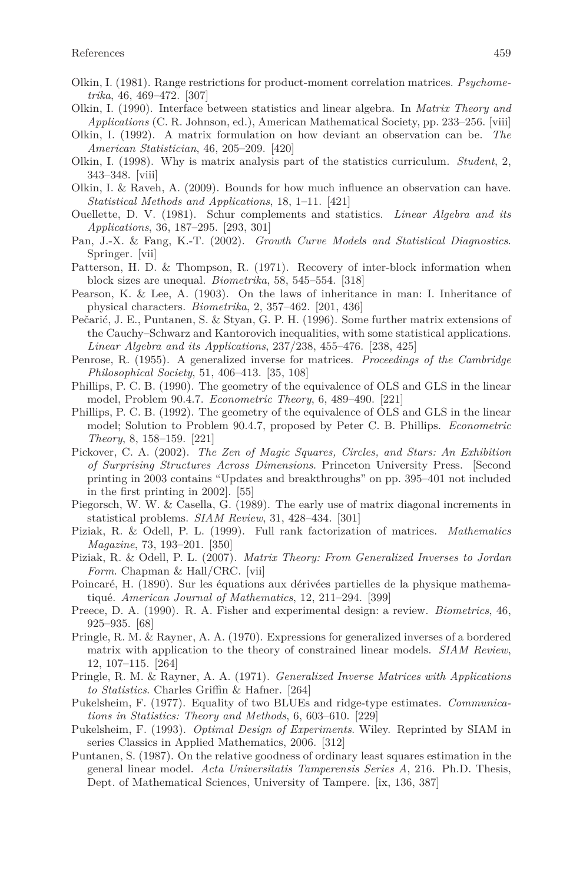Olkin, I. (1981). Range restrictions for product-moment correlation matrices. *Psychometrika*, 46, 469–472. [307]

Olkin, I. (1990). Interface between statistics and linear algebra. In *Matrix Theory and Applications* (C. R. Johnson, ed.), American Mathematical Society, pp. 233–256. [viii]

Olkin, I. (1992). A matrix formulation on how deviant an observation can be. *The American Statistician*, 46, 205–209. [420]

Olkin, I. (1998). Why is matrix analysis part of the statistics curriculum. *Student*, 2, 343–348. [viii]

Olkin, I. & Raveh, A. (2009). Bounds for how much influence an observation can have. *Statistical Methods and Applications*, 18, 1–11. [421]

Ouellette, D. V. (1981). Schur complements and statistics. *Linear Algebra and its Applications*, 36, 187–295. [293, 301]

Pan, J.-X. & Fang, K.-T. (2002). *Growth Curve Models and Statistical Diagnostics*. Springer. [vii]

Patterson, H. D. & Thompson, R. (1971). Recovery of inter-block information when block sizes are unequal. *Biometrika*, 58, 545–554. [318]

Pearson, K. & Lee, A. (1903). On the laws of inheritance in man: I. Inheritance of physical characters. *Biometrika*, 2, 357–462. [201, 436]

Pečarić, J. E., Puntanen, S. & Styan, G. P. H. (1996). Some further matrix extensions of the Cauchy–Schwarz and Kantorovich inequalities, with some statistical applications. *Linear Algebra and its Applications*, 237/238, 455–476. [238, 425]

Penrose, R. (1955). A generalized inverse for matrices. *Proceedings of the Cambridge Philosophical Society*, 51, 406–413. [35, 108]

Phillips, P. C. B. (1990). The geometry of the equivalence of OLS and GLS in the linear model, Problem 90.4.7. *Econometric Theory*, 6, 489–490. [221]

Phillips, P. C. B. (1992). The geometry of the equivalence of OLS and GLS in the linear model; Solution to Problem 90.4.7, proposed by Peter C. B. Phillips. *Econometric Theory*, 8, 158–159. [221]

Pickover, C. A. (2002). *The Zen of Magic Squares, Circles, and Stars: An Exhibition of Surprising Structures Across Dimensions*. Princeton University Press. [Second printing in 2003 contains "Updates and breakthroughs" on pp. 395–401 not included in the first printing in 2002]. [55]

Piegorsch, W. W. & Casella, G. (1989). The early use of matrix diagonal increments in statistical problems. *SIAM Review*, 31, 428–434. [301]

Piziak, R. & Odell, P. L. (1999). Full rank factorization of matrices. *Mathematics Magazine*, 73, 193–201. [350]

Piziak, R. & Odell, P. L. (2007). *Matrix Theory: From Generalized Inverses to Jordan Form*. Chapman & Hall/CRC. [vii]

Poincaré, H. (1890). Sur les équations aux dérivées partielles de la physique mathematiqué. *American Journal of Mathematics*, 12, 211–294. [399]

Preece, D. A. (1990). R. A. Fisher and experimental design: a review. *Biometrics*, 46, 925–935. [68]

Pringle, R. M. & Rayner, A. A. (1970). Expressions for generalized inverses of a bordered matrix with application to the theory of constrained linear models. *SIAM Review*, 12, 107–115. [264]

Pringle, R. M. & Rayner, A. A. (1971). *Generalized Inverse Matrices with Applications to Statistics*. Charles Griffin & Hafner. [264]

Pukelsheim, F. (1977). Equality of two BLUEs and ridge-type estimates. *Communications in Statistics: Theory and Methods*, 6, 603–610. [229]

Pukelsheim, F. (1993). *Optimal Design of Experiments*. Wiley. Reprinted by SIAM in series Classics in Applied Mathematics, 2006. [312]

Puntanen, S. (1987). On the relative goodness of ordinary least squares estimation in the general linear model. *Acta Universitatis Tamperensis Series A*, 216. Ph.D. Thesis, Dept. of Mathematical Sciences, University of Tampere. [ix, 136, 387]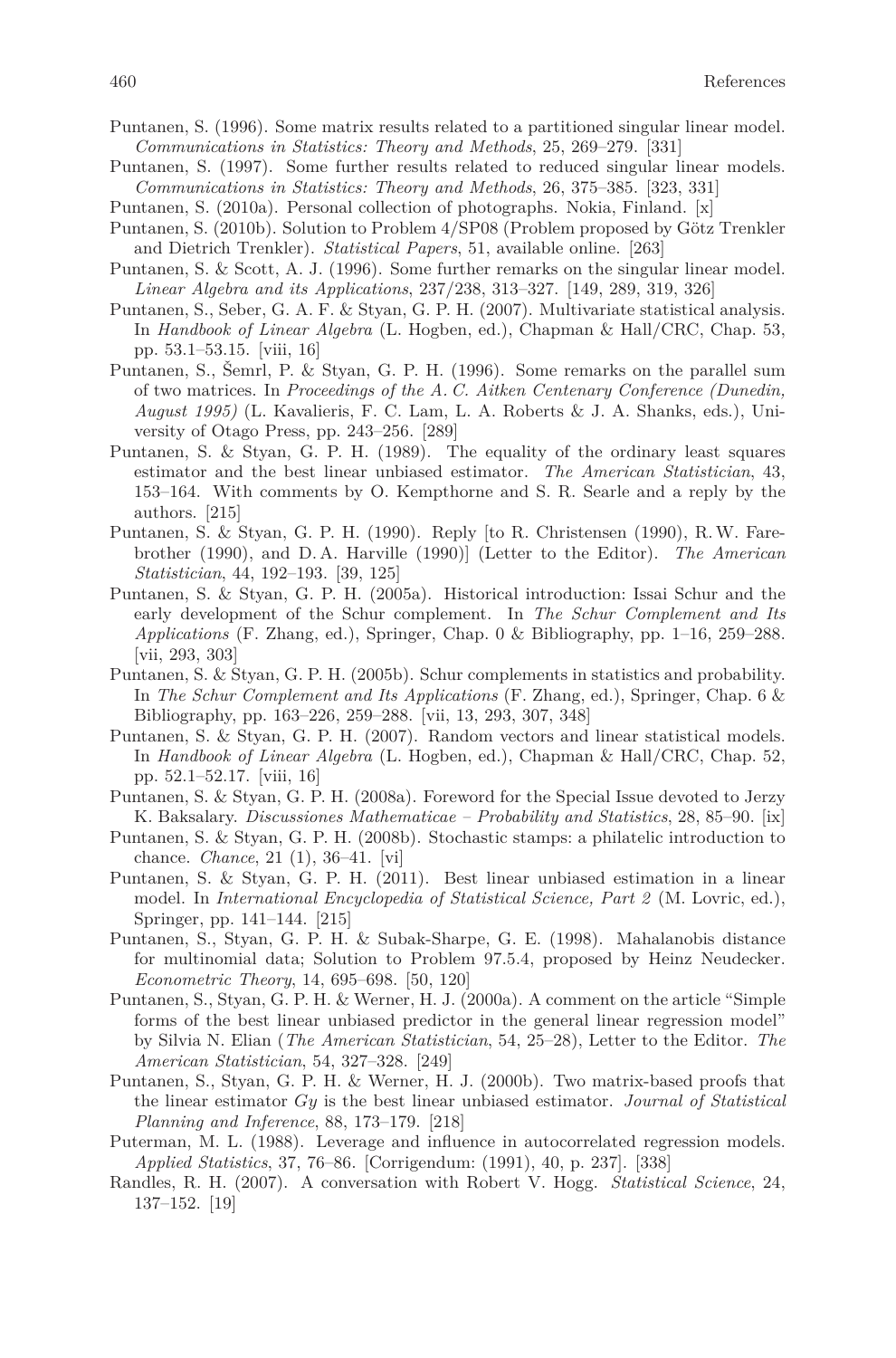Puntanen, S. (1996). Some matrix results related to a partitioned singular linear model. *Communications in Statistics: Theory and Methods*, 25, 269–279. [331]

Puntanen, S. (1997). Some further results related to reduced singular linear models. *Communications in Statistics: Theory and Methods*, 26, 375–385. [323, 331]

Puntanen, S. (2010a). Personal collection of photographs. Nokia, Finland. [x]

Puntanen, S. (2010b). Solution to Problem 4/SP08 (Problem proposed by Götz Trenkler and Dietrich Trenkler). *Statistical Papers*, 51, available online. [263]

Puntanen, S. & Scott, A. J. (1996). Some further remarks on the singular linear model. *Linear Algebra and its Applications*, 237/238, 313–327. [149, 289, 319, 326]

Puntanen, S., Seber, G. A. F. & Styan, G. P. H. (2007). Multivariate statistical analysis. In *Handbook of Linear Algebra* (L. Hogben, ed.), Chapman & Hall/CRC, Chap. 53, pp. 53.1–53.15. [viii, 16]

Puntanen, S., Šemrl, P. & Styan, G. P. H. (1996). Some remarks on the parallel sum of two matrices. In *Proceedings of the A. C. Aitken Centenary Conference (Dunedin, August 1995)* (L. Kavalieris, F. C. Lam, L. A. Roberts & J. A. Shanks, eds.), University of Otago Press, pp. 243–256. [289]

Puntanen, S. & Styan, G. P. H. (1989). The equality of the ordinary least squares estimator and the best linear unbiased estimator. *The American Statistician*, 43, 153–164. With comments by O. Kempthorne and S. R. Searle and a reply by the authors. [215]

Puntanen, S. & Styan, G. P. H. (1990). Reply [to R. Christensen (1990), R. W. Farebrother (1990), and D. A. Harville (1990)] (Letter to the Editor). *The American Statistician*, 44, 192–193. [39, 125]

Puntanen, S. & Styan, G. P. H. (2005a). Historical introduction: Issai Schur and the early development of the Schur complement. In *The Schur Complement and Its Applications* (F. Zhang, ed.), Springer, Chap. 0 & Bibliography, pp. 1–16, 259–288. [vii, 293, 303]

Puntanen, S. & Styan, G. P. H. (2005b). Schur complements in statistics and probability. In *The Schur Complement and Its Applications* (F. Zhang, ed.), Springer, Chap. 6 & Bibliography, pp. 163–226, 259–288. [vii, 13, 293, 307, 348]

Puntanen, S. & Styan, G. P. H. (2007). Random vectors and linear statistical models. In *Handbook of Linear Algebra* (L. Hogben, ed.), Chapman & Hall/CRC, Chap. 52, pp. 52.1–52.17. [viii, 16]

Puntanen, S. & Styan, G. P. H. (2008a). Foreword for the Special Issue devoted to Jerzy K. Baksalary. *Discussiones Mathematicae – Probability and Statistics*, 28, 85–90. [ix]

Puntanen, S. & Styan, G. P. H. (2008b). Stochastic stamps: a philatelic introduction to chance. *Chance*, 21 (1), 36–41. [vi]

Puntanen, S. & Styan, G. P. H. (2011). Best linear unbiased estimation in a linear model. In *International Encyclopedia of Statistical Science, Part 2* (M. Lovric, ed.), Springer, pp. 141–144. [215]

Puntanen, S., Styan, G. P. H. & Subak-Sharpe, G. E. (1998). Mahalanobis distance for multinomial data; Solution to Problem 97.5.4, proposed by Heinz Neudecker. *Econometric Theory*, 14, 695–698. [50, 120]

Puntanen, S., Styan, G. P. H. & Werner, H. J. (2000a). A comment on the article "Simple forms of the best linear unbiased predictor in the general linear regression model" by Silvia N. Elian (*The American Statistician*, 54, 25–28), Letter to the Editor. *The American Statistician*, 54, 327–328. [249]

Puntanen, S., Styan, G. P. H. & Werner, H. J. (2000b). Two matrix-based proofs that the linear estimator $Gy$ is the best linear unbiased estimator. *Journal of Statistical Planning and Inference*, 88, 173–179. [218]

Puterman, M. L. (1988). Leverage and influence in autocorrelated regression models. *Applied Statistics*, 37, 76–86. [Corrigendum: (1991), 40, p. 237]. [338]

Randles, R. H. (2007). A conversation with Robert V. Hogg. *Statistical Science*, 24, 137–152. [19]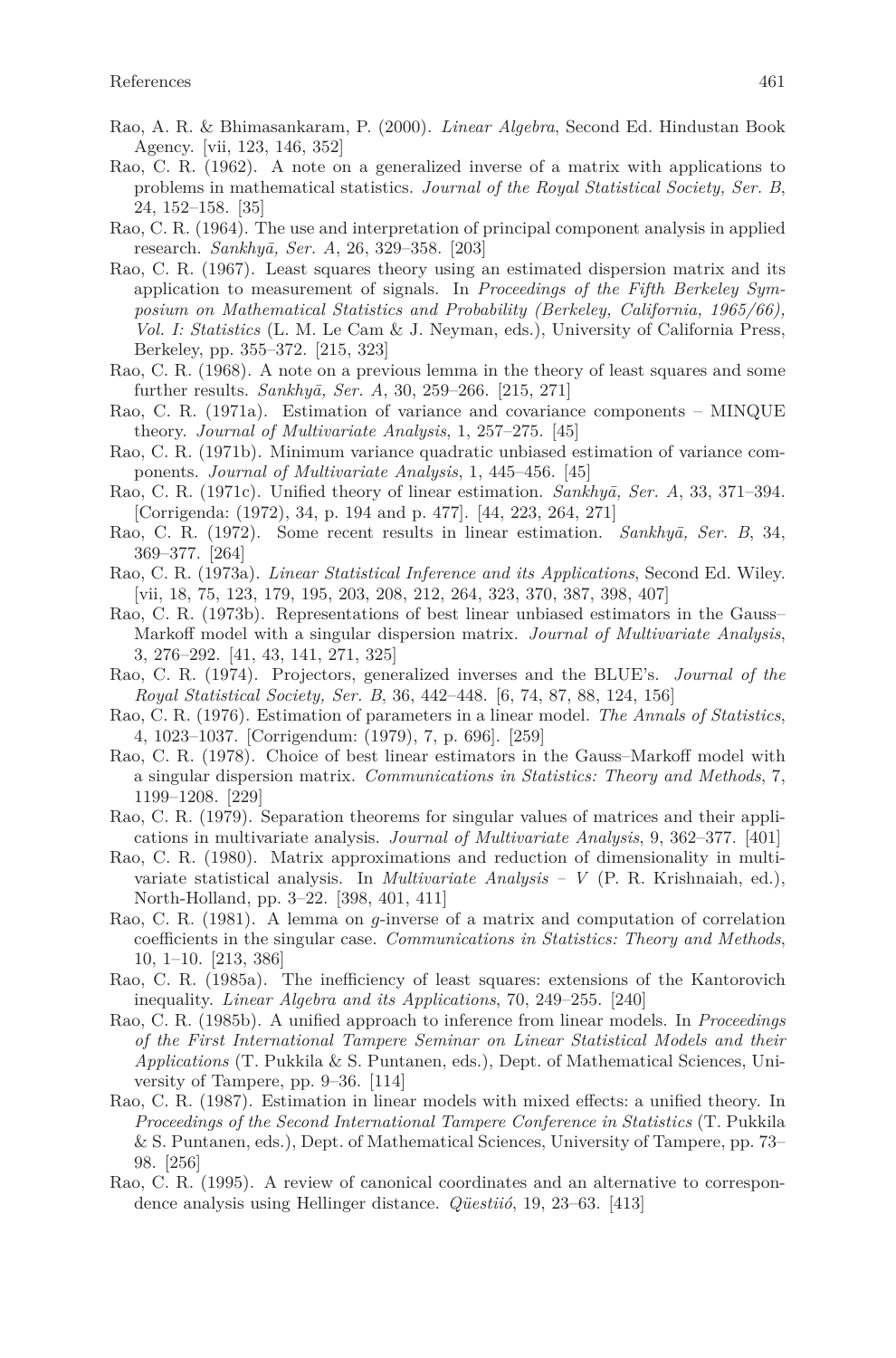Rao, A. R. & Bhimasankaram, P. (2000). *Linear Algebra*, Second Ed. Hindustan Book Agency. [vii, 123, 146, 352]

Rao, C. R. (1962). A note on a generalized inverse of a matrix with applications to problems in mathematical statistics. *Journal of the Royal Statistical Society, Ser. B*, 24, 152–158. [35]

Rao, C. R. (1964). The use and interpretation of principal component analysis in applied research. *Sankhyā, Ser. A*, 26, 329–358. [203]

Rao, C. R. (1967). Least squares theory using an estimated dispersion matrix and its application to measurement of signals. In *Proceedings of the Fifth Berkeley Symposium on Mathematical Statistics and Probability (Berkeley, California, 1965/66), Vol. I: Statistics* (L. M. Le Cam & J. Neyman, eds.), University of California Press, Berkeley, pp. 355–372. [215, 323]

Rao, C. R. (1968). A note on a previous lemma in the theory of least squares and some further results. *Sankhyā, Ser. A*, 30, 259–266. [215, 271]

Rao, C. R. (1971a). Estimation of variance and covariance components – MINQUE theory. *Journal of Multivariate Analysis*, 1, 257–275. [45]

Rao, C. R. (1971b). Minimum variance quadratic unbiased estimation of variance components. *Journal of Multivariate Analysis*, 1, 445–456. [45]

Rao, C. R. (1971c). Unified theory of linear estimation. *Sankhyā, Ser. A*, 33, 371–394. [Corrigenda: (1972), 34, p. 194 and p. 477]. [44, 223, 264, 271]

Rao, C. R. (1972). Some recent results in linear estimation. *Sankhyā, Ser. B*, 34, 369–377. [264]

Rao, C. R. (1973a). *Linear Statistical Inference and its Applications*, Second Ed. Wiley. [vii, 18, 75, 123, 179, 195, 203, 208, 212, 264, 323, 370, 387, 398, 407]

Rao, C. R. (1973b). Representations of best linear unbiased estimators in the Gauss–Markoff model with a singular dispersion matrix. *Journal of Multivariate Analysis*, 3, 276–292. [41, 43, 141, 271, 325]

Rao, C. R. (1974). Projectors, generalized inverses and the BLUE's. *Journal of the Royal Statistical Society, Ser. B*, 36, 442–448. [6, 74, 87, 88, 124, 156]

Rao, C. R. (1976). Estimation of parameters in a linear model. *The Annals of Statistics*, 4, 1023–1037. [Corrigendum: (1979), 7, p. 696]. [259]

Rao, C. R. (1978). Choice of best linear estimators in the Gauss–Markoff model with a singular dispersion matrix. *Communications in Statistics: Theory and Methods*, 7, 1199–1208. [229]

Rao, C. R. (1979). Separation theorems for singular values of matrices and their applications in multivariate analysis. *Journal of Multivariate Analysis*, 9, 362–377. [401]

Rao, C. R. (1980). Matrix approximations and reduction of dimensionality in multivariate statistical analysis. In *Multivariate Analysis – V* (P. R. Krishnaiah, ed.), North-Holland, pp. 3–22. [398, 401, 411]

Rao, C. R. (1981). A lemma on *g*-inverse of a matrix and computation of correlation coefficients in the singular case. *Communications in Statistics: Theory and Methods*, 10, 1–10. [213, 386]

Rao, C. R. (1985a). The inefficiency of least squares: extensions of the Kantorovich inequality. *Linear Algebra and its Applications*, 70, 249–255. [240]

Rao, C. R. (1985b). A unified approach to inference from linear models. In *Proceedings of the First International Tampere Seminar on Linear Statistical Models and their Applications* (T. Pukkila & S. Puntanen, eds.), Dept. of Mathematical Sciences, University of Tampere, pp. 9–36. [114]

Rao, C. R. (1987). Estimation in linear models with mixed effects: a unified theory. In *Proceedings of the Second International Tampere Conference in Statistics* (T. Pukkila & S. Puntanen, eds.), Dept. of Mathematical Sciences, University of Tampere, pp. 73–98. [256]

Rao, C. R. (1995). A review of canonical coordinates and an alternative to correspondence analysis using Hellinger distance. *Qüestiió*, 19, 23–63. [413]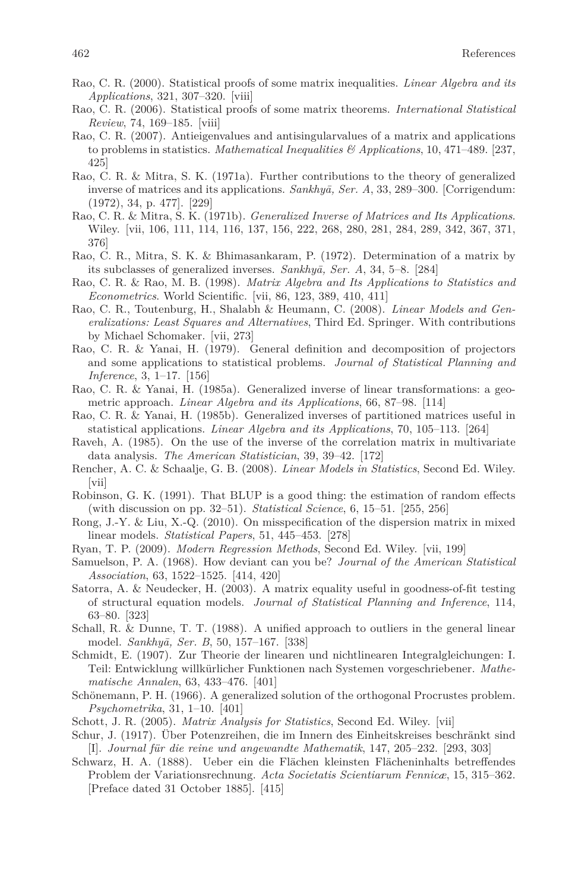Rao, C. R. (2000). Statistical proofs of some matrix inequalities. *Linear Algebra and its Applications*, 321, 307–320. [viii]

Rao, C. R. (2006). Statistical proofs of some matrix theorems. *International Statistical Review*, 74, 169–185. [viii]

Rao, C. R. (2007). Antieigenvalues and antisingularvalues of a matrix and applications to problems in statistics. *Mathematical Inequalities & Applications*, 10, 471–489. [237, 425]

Rao, C. R. & Mitra, S. K. (1971a). Further contributions to the theory of generalized inverse of matrices and its applications. *Sankhyā, Ser. A*, 33, 289–300. [Corrigendum: (1972), 34, p. 477]. [229]

Rao, C. R. & Mitra, S. K. (1971b). *Generalized Inverse of Matrices and Its Applications*. Wiley. [vii, 106, 111, 114, 116, 137, 156, 222, 268, 280, 281, 284, 289, 342, 367, 371, 376]

Rao, C. R., Mitra, S. K. & Bhimasankaram, P. (1972). Determination of a matrix by its subclasses of generalized inverses. *Sankhyā, Ser. A*, 34, 5–8. [284]

Rao, C. R. & Rao, M. B. (1998). *Matrix Algebra and Its Applications to Statistics and Econometrics*. World Scientific. [vii, 86, 123, 389, 410, 411]

Rao, C. R., Toutenburg, H., Shalabh & Heumann, C. (2008). *Linear Models and Generalizations: Least Squares and Alternatives*, Third Ed. Springer. With contributions by Michael Schomaker. [vii, 273]

Rao, C. R. & Yanai, H. (1979). General definition and decomposition of projectors and some applications to statistical problems. *Journal of Statistical Planning and Inference*, 3, 1–17. [156]

Rao, C. R. & Yanai, H. (1985a). Generalized inverse of linear transformations: a geometric approach. *Linear Algebra and its Applications*, 66, 87–98. [114]

Rao, C. R. & Yanai, H. (1985b). Generalized inverses of partitioned matrices useful in statistical applications. *Linear Algebra and its Applications*, 70, 105–113. [264]

Raveh, A. (1985). On the use of the inverse of the correlation matrix in multivariate data analysis. *The American Statistician*, 39, 39–42. [172]

Rencher, A. C. & Schaalje, G. B. (2008). *Linear Models in Statistics*, Second Ed. Wiley. [vii]

Robinson, G. K. (1991). That BLUP is a good thing: the estimation of random effects (with discussion on pp. 32–51). *Statistical Science*, 6, 15–51. [255, 256]

Rong, J.-Y. & Liu, X.-Q. (2010). On misspecification of the dispersion matrix in mixed linear models. *Statistical Papers*, 51, 445–453. [278]

Ryan, T. P. (2009). *Modern Regression Methods*, Second Ed. Wiley. [vii, 199]

Samuelson, P. A. (1968). How deviant can you be? *Journal of the American Statistical Association*, 63, 1522–1525. [414, 420]

Satorra, A. & Neudecker, H. (2003). A matrix equality useful in goodness-of-fit testing of structural equation models. *Journal of Statistical Planning and Inference*, 114, 63–80. [323]

Schall, R. & Dunne, T. T. (1988). A unified approach to outliers in the general linear model. *Sankhyā, Ser. B*, 50, 157–167. [338]

Schmidt, E. (1907). Zur Theorie der linearen und nichtlinearen Integralgleichungen: I. Teil: Entwicklung willkürlicher Funktionen nach Systemen vorgeschriebener. *Mathematische Annalen*, 63, 433–476. [401]

Schönemann, P. H. (1966). A generalized solution of the orthogonal Procrustes problem. *Psychometrika*, 31, 1–10. [401]

Schott, J. R. (2005). *Matrix Analysis for Statistics*, Second Ed. Wiley. [vii]

Schur, J. (1917). Über Potenzreihen, die im Innern des Einheitskreises beschränkt sind [I]. *Journal für die reine und angewandte Mathematik*, 147, 205–232. [293, 303]

Schwarz, H. A. (1888). Ueber ein die Flächen kleinsten Flächeninhalts betreffendes Problem der Variationsrechnung. *Acta Societatis Scientiarum Fennicæ*, 15, 315–362. [Preface dated 31 October 1885]. [415]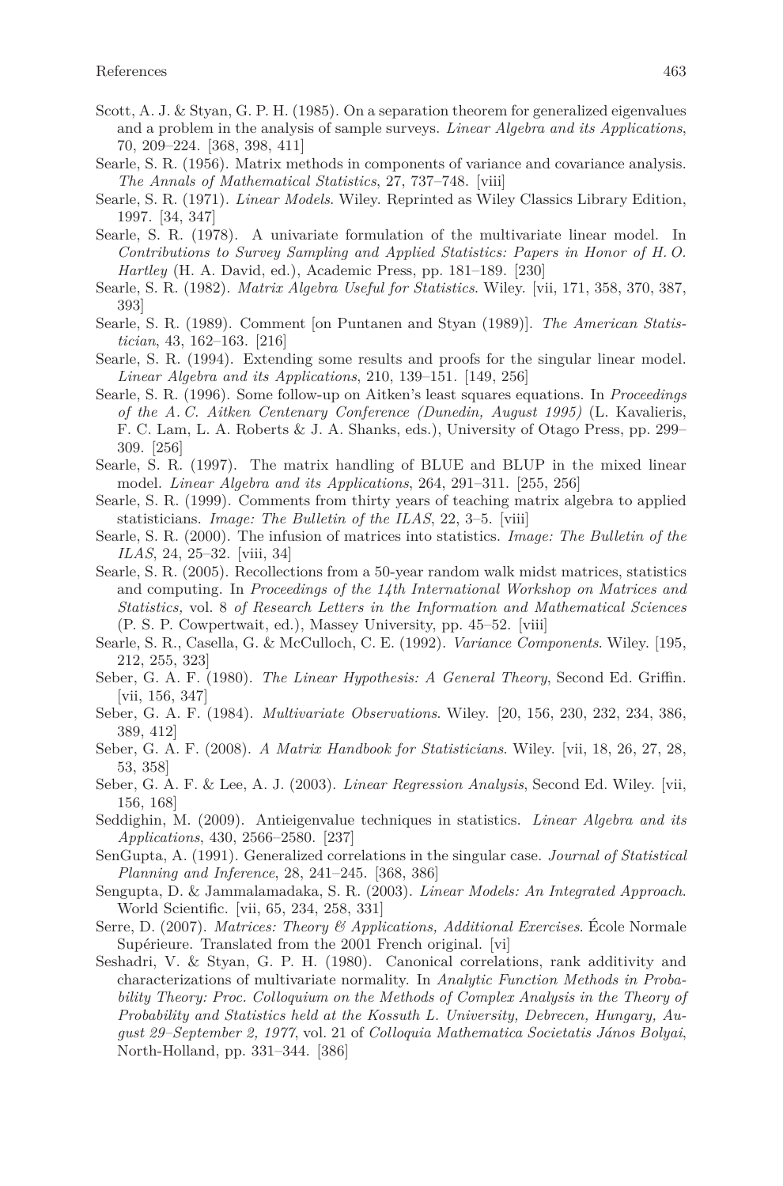Scott, A. J. & Styan, G. P. H. (1985). On a separation theorem for generalized eigenvalues and a problem in the analysis of sample surveys. *Linear Algebra and its Applications*, 70, 209–224. [368, 398, 411]

Searle, S. R. (1956). Matrix methods in components of variance and covariance analysis. *The Annals of Mathematical Statistics*, 27, 737–748. [viii]

Searle, S. R. (1971). *Linear Models*. Wiley. Reprinted as Wiley Classics Library Edition, 1997. [34, 347]

Searle, S. R. (1978). A univariate formulation of the multivariate linear model. In *Contributions to Survey Sampling and Applied Statistics: Papers in Honor of H. O. Hartley* (H. A. David, ed.), Academic Press, pp. 181–189. [230]

Searle, S. R. (1982). *Matrix Algebra Useful for Statistics*. Wiley. [vii, 171, 358, 370, 387, 393]

Searle, S. R. (1989). Comment [on Puntanen and Styan (1989)]. *The American Statistician*, 43, 162–163. [216]

Searle, S. R. (1994). Extending some results and proofs for the singular linear model. *Linear Algebra and its Applications*, 210, 139–151. [149, 256]

Searle, S. R. (1996). Some follow-up on Aitken's least squares equations. In *Proceedings of the A. C. Aitken Centenary Conference (Dunedin, August 1995)* (L. Kavalieris, F. C. Lam, L. A. Roberts & J. A. Shanks, eds.), University of Otago Press, pp. 299–309. [256]

Searle, S. R. (1997). The matrix handling of BLUE and BLUP in the mixed linear model. *Linear Algebra and its Applications*, 264, 291–311. [255, 256]

Searle, S. R. (1999). Comments from thirty years of teaching matrix algebra to applied statisticians. *Image: The Bulletin of the ILAS*, 22, 3–5. [viii]

Searle, S. R. (2000). The infusion of matrices into statistics. *Image: The Bulletin of the ILAS*, 24, 25–32. [viii, 34]

Searle, S. R. (2005). Recollections from a 50-year random walk midst matrices, statistics and computing. In *Proceedings of the 14th International Workshop on Matrices and Statistics,* vol. 8 *of Research Letters in the Information and Mathematical Sciences* (P. S. P. Cowpertwait, ed.), Massey University, pp. 45–52. [viii]

Searle, S. R., Casella, G. & McCulloch, C. E. (1992). *Variance Components*. Wiley. [195, 212, 255, 323]

Seber, G. A. F. (1980). *The Linear Hypothesis: A General Theory*, Second Ed. Griffin. [vii, 156, 347]

Seber, G. A. F. (1984). *Multivariate Observations*. Wiley. [20, 156, 230, 232, 234, 386, 389, 412]

Seber, G. A. F. (2008). *A Matrix Handbook for Statisticians*. Wiley. [vii, 18, 26, 27, 28, 53, 358]

Seber, G. A. F. & Lee, A. J. (2003). *Linear Regression Analysis*, Second Ed. Wiley. [vii, 156, 168]

Seddighin, M. (2009). Antieigenvalue techniques in statistics. *Linear Algebra and its Applications*, 430, 2566–2580. [237]

SenGupta, A. (1991). Generalized correlations in the singular case. *Journal of Statistical Planning and Inference*, 28, 241–245. [368, 386]

Sengupta, D. & Jammalamadaka, S. R. (2003). *Linear Models: An Integrated Approach*. World Scientific. [vii, 65, 234, 258, 331]

Serre, D. (2007). *Matrices: Theory & Applications, Additional Exercises*. École Normale Supérieure. Translated from the 2001 French original. [vi]

Seshadri, V. & Styan, G. P. H. (1980). Canonical correlations, rank additivity and characterizations of multivariate normality. In *Analytic Function Methods in Probability Theory: Proc. Colloquium on the Methods of Complex Analysis in the Theory of Probability and Statistics held at the Kossuth L. University, Debrecen, Hungary, August 29–September 2, 1977*, vol. 21 of *Colloquia Mathematica Societatis János Bolyai*, North-Holland, pp. 331–344. [386]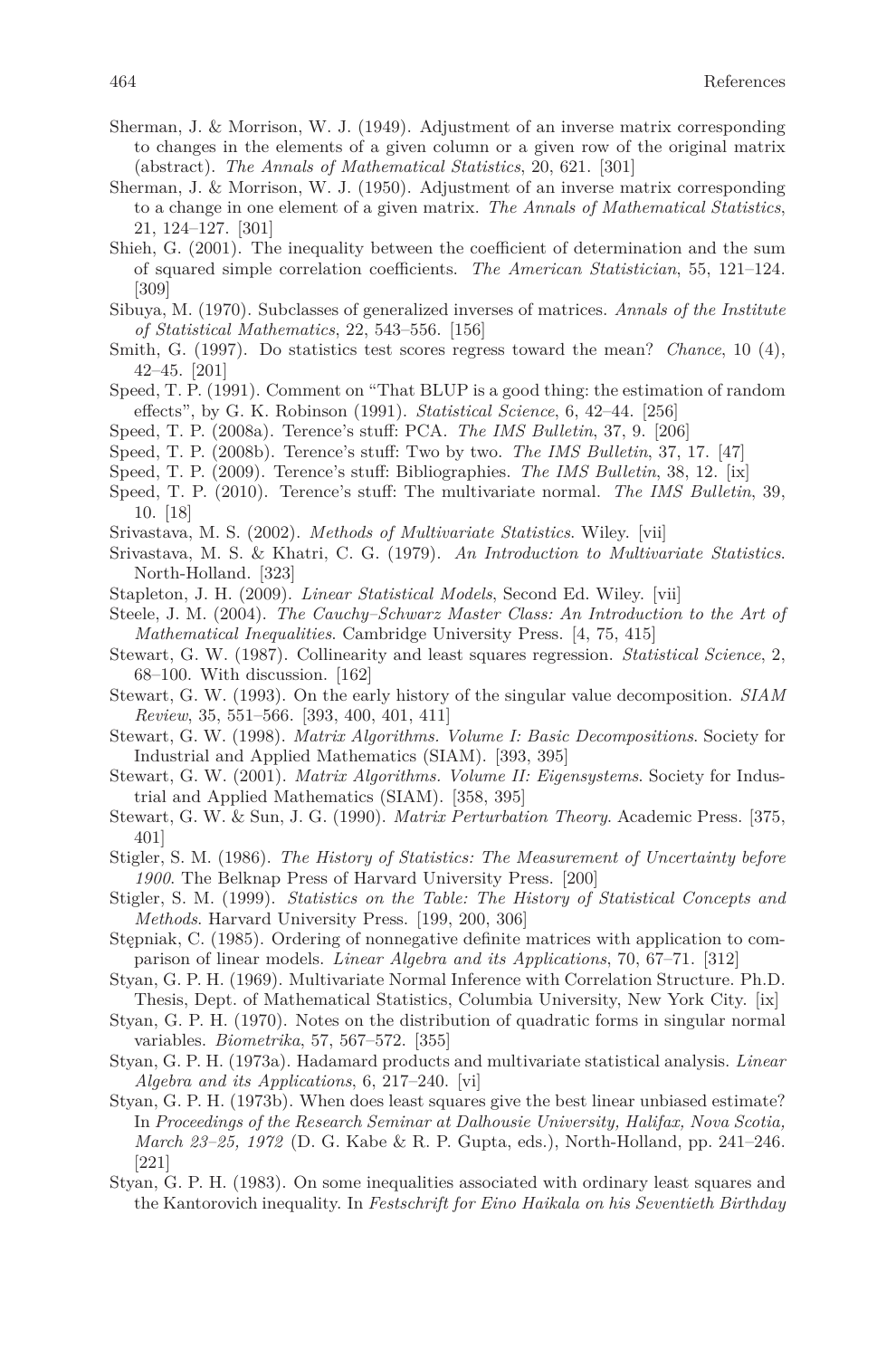Sherman, J. & Morrison, W. J. (1949). Adjustment of an inverse matrix corresponding to changes in the elements of a given column or a given row of the original matrix (abstract). *The Annals of Mathematical Statistics*, 20, 621. [301]

Sherman, J. & Morrison, W. J. (1950). Adjustment of an inverse matrix corresponding to a change in one element of a given matrix. *The Annals of Mathematical Statistics*, 21, 124–127. [301]

Shieh, G. (2001). The inequality between the coefficient of determination and the sum of squared simple correlation coefficients. *The American Statistician*, 55, 121–124. [309]

Sibuya, M. (1970). Subclasses of generalized inverses of matrices. *Annals of the Institute of Statistical Mathematics*, 22, 543–556. [156]

Smith, G. (1997). Do statistics test scores regress toward the mean? *Chance*, 10 (4), 42–45. [201]

Speed, T. P. (1991). Comment on "That BLUP is a good thing: the estimation of random effects", by G. K. Robinson (1991). *Statistical Science*, 6, 42–44. [256]

Speed, T. P. (2008a). Terence's stuff: PCA. *The IMS Bulletin*, 37, 9. [206]

Speed, T. P. (2008b). Terence's stuff: Two by two. *The IMS Bulletin*, 37, 17. [47]

Speed, T. P. (2009). Terence's stuff: Bibliographies. *The IMS Bulletin*, 38, 12. [ix]

Speed, T. P. (2010). Terence's stuff: The multivariate normal. *The IMS Bulletin*, 39, 10. [18]

Srivastava, M. S. (2002). *Methods of Multivariate Statistics*. Wiley. [vii]

Srivastava, M. S. & Khatri, C. G. (1979). *An Introduction to Multivariate Statistics*. North-Holland. [323]

Stapleton, J. H. (2009). *Linear Statistical Models*, Second Ed. Wiley. [vii]

Steele, J. M. (2004). *The Cauchy–Schwarz Master Class: An Introduction to the Art of Mathematical Inequalities*. Cambridge University Press. [4, 75, 415]

Stewart, G. W. (1987). Collinearity and least squares regression. *Statistical Science*, 2, 68–100. With discussion. [162]

Stewart, G. W. (1993). On the early history of the singular value decomposition. *SIAM Review*, 35, 551–566. [393, 400, 401, 411]

Stewart, G. W. (1998). *Matrix Algorithms. Volume I: Basic Decompositions*. Society for Industrial and Applied Mathematics (SIAM). [393, 395]

Stewart, G. W. (2001). *Matrix Algorithms. Volume II: Eigensystems*. Society for Industrial and Applied Mathematics (SIAM). [358, 395]

Stewart, G. W. & Sun, J. G. (1990). *Matrix Perturbation Theory*. Academic Press. [375, 401]

Stigler, S. M. (1986). *The History of Statistics: The Measurement of Uncertainty before 1900*. The Belknap Press of Harvard University Press. [200]

Stigler, S. M. (1999). *Statistics on the Table: The History of Statistical Concepts and Methods*. Harvard University Press. [199, 200, 306]

Stępniak, C. (1985). Ordering of nonnegative definite matrices with application to comparison of linear models. *Linear Algebra and its Applications*, 70, 67–71. [312]

Styan, G. P. H. (1969). Multivariate Normal Inference with Correlation Structure. Ph.D. Thesis, Dept. of Mathematical Statistics, Columbia University, New York City. [ix]

Styan, G. P. H. (1970). Notes on the distribution of quadratic forms in singular normal variables. *Biometrika*, 57, 567–572. [355]

Styan, G. P. H. (1973a). Hadamard products and multivariate statistical analysis. *Linear Algebra and its Applications*, 6, 217–240. [vi]

Styan, G. P. H. (1973b). When does least squares give the best linear unbiased estimate? In *Proceedings of the Research Seminar at Dalhousie University, Halifax, Nova Scotia, March 23–25, 1972* (D. G. Kabe & R. P. Gupta, eds.), North-Holland, pp. 241–246. [221]

Styan, G. P. H. (1983). On some inequalities associated with ordinary least squares and the Kantorovich inequality. In *Festschrift for Eino Haikala on his Seventieth Birthday*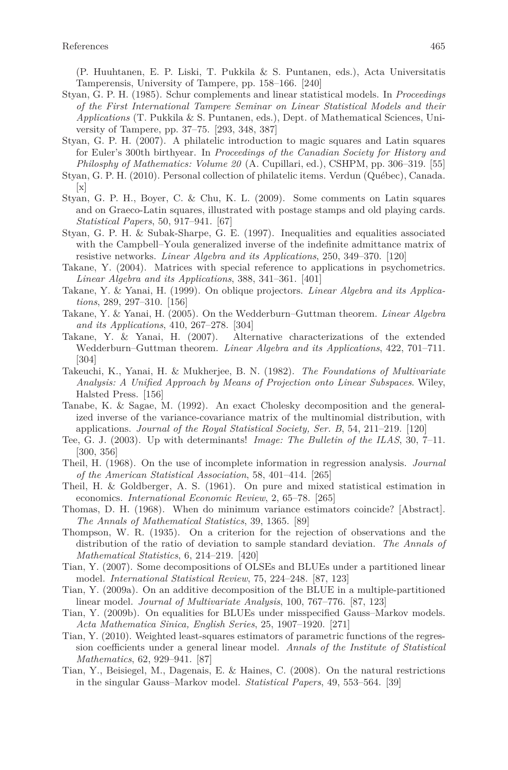(P. Huuhtanen, E. P. Liski, T. Pukkila & S. Puntanen, eds.), Acta Universitatis Tamperensis, University of Tampere, pp. 158–166. [240]

Styan, G. P. H. (1985). Schur complements and linear statistical models. In *Proceedings of the First International Tampere Seminar on Linear Statistical Models and their Applications* (T. Pukkila & S. Puntanen, eds.), Dept. of Mathematical Sciences, University of Tampere, pp. 37–75. [293, 348, 387]

Styan, G. P. H. (2007). A philatelic introduction to magic squares and Latin squares for Euler's 300th birthyear. In *Proceedings of the Canadian Society for History and Philosphy of Mathematics: Volume 20* (A. Cupillari, ed.), CSHPM, pp. 306–319. [55]

Styan, G. P. H. (2010). Personal collection of philatelic items. Verdun (Québec), Canada. [x]

Styan, G. P. H., Boyer, C. & Chu, K. L. (2009). Some comments on Latin squares and on Graeco-Latin squares, illustrated with postage stamps and old playing cards. *Statistical Papers*, 50, 917–941. [67]

Styan, G. P. H. & Subak-Sharpe, G. E. (1997). Inequalities and equalities associated with the Campbell–Youla generalized inverse of the indefinite admittance matrix of resistive networks. *Linear Algebra and its Applications*, 250, 349–370. [120]

Takane, Y. (2004). Matrices with special reference to applications in psychometrics. *Linear Algebra and its Applications*, 388, 341–361. [401]

Takane, Y. & Yanai, H. (1999). On oblique projectors. *Linear Algebra and its Applications*, 289, 297–310. [156]

Takane, Y. & Yanai, H. (2005). On the Wedderburn–Guttman theorem. *Linear Algebra and its Applications*, 410, 267–278. [304]

Takane, Y. & Yanai, H. (2007). Alternative characterizations of the extended Wedderburn–Guttman theorem. *Linear Algebra and its Applications*, 422, 701–711. [304]

Takeuchi, K., Yanai, H. & Mukherjee, B. N. (1982). *The Foundations of Multivariate Analysis: A Unified Approach by Means of Projection onto Linear Subspaces*. Wiley, Halsted Press. [156]

Tanabe, K. & Sagae, M. (1992). An exact Cholesky decomposition and the generalized inverse of the variance-covariance matrix of the multinomial distribution, with applications. *Journal of the Royal Statistical Society, Ser. B*, 54, 211–219. [120]

Tee, G. J. (2003). Up with determinants! *Image: The Bulletin of the ILAS*, 30, 7–11. [300, 356]

Theil, H. (1968). On the use of incomplete information in regression analysis. *Journal of the American Statistical Association*, 58, 401–414. [265]

Theil, H. & Goldberger, A. S. (1961). On pure and mixed statistical estimation in economics. *International Economic Review*, 2, 65–78. [265]

Thomas, D. H. (1968). When do minimum variance estimators coincide? [Abstract]. *The Annals of Mathematical Statistics*, 39, 1365. [89]

Thompson, W. R. (1935). On a criterion for the rejection of observations and the distribution of the ratio of deviation to sample standard deviation. *The Annals of Mathematical Statistics*, 6, 214–219. [420]

Tian, Y. (2007). Some decompositions of OLSEs and BLUEs under a partitioned linear model. *International Statistical Review*, 75, 224–248. [87, 123]

Tian, Y. (2009a). On an additive decomposition of the BLUE in a multiple-partitioned linear model. *Journal of Multivariate Analysis*, 100, 767–776. [87, 123]

Tian, Y. (2009b). On equalities for BLUEs under misspecified Gauss–Markov models. *Acta Mathematica Sinica, English Series*, 25, 1907–1920. [271]

Tian, Y. (2010). Weighted least-squares estimators of parametric functions of the regression coefficients under a general linear model. *Annals of the Institute of Statistical Mathematics*, 62, 929–941. [87]

Tian, Y., Beisiegel, M., Dagenais, E. & Haines, C. (2008). On the natural restrictions in the singular Gauss–Markov model. *Statistical Papers*, 49, 553–564. [39]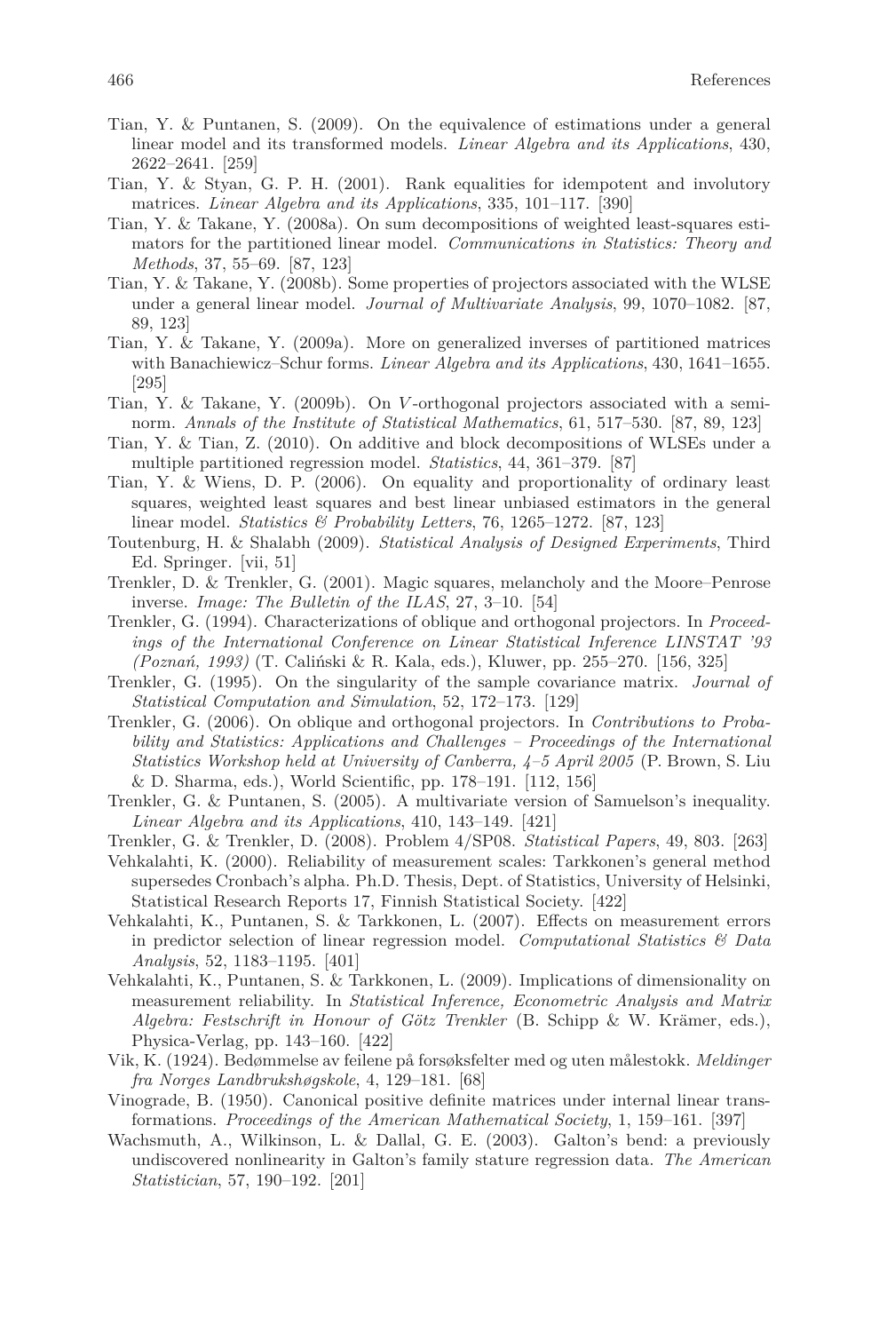Tian, Y. & Puntanen, S. (2009). On the equivalence of estimations under a general linear model and its transformed models. *Linear Algebra and its Applications*, 430, 2622–2641. [259]

Tian, Y. & Styan, G. P. H. (2001). Rank equalities for idempotent and involutory matrices. *Linear Algebra and its Applications*, 335, 101–117. [390]

Tian, Y. & Takane, Y. (2008a). On sum decompositions of weighted least-squares estimators for the partitioned linear model. *Communications in Statistics: Theory and Methods*, 37, 55–69. [87, 123]

Tian, Y. & Takane, Y. (2008b). Some properties of projectors associated with the WLSE under a general linear model. *Journal of Multivariate Analysis*, 99, 1070–1082. [87, 89, 123]

Tian, Y. & Takane, Y. (2009a). More on generalized inverses of partitioned matrices with Banachiewicz–Schur forms. *Linear Algebra and its Applications*, 430, 1641–1655. [295]

Tian, Y. & Takane, Y. (2009b). On $V$-orthogonal projectors associated with a semi-norm. *Annals of the Institute of Statistical Mathematics*, 61, 517–530. [87, 89, 123]

Tian, Y. & Tian, Z. (2010). On additive and block decompositions of WLSEs under a multiple partitioned regression model. *Statistics*, 44, 361–379. [87]

Tian, Y. & Wiens, D. P. (2006). On equality and proportionality of ordinary least squares, weighted least squares and best linear unbiased estimators in the general linear model. *Statistics & Probability Letters*, 76, 1265–1272. [87, 123]

Toutenburg, H. & Shalabh (2009). *Statistical Analysis of Designed Experiments*, Third Ed. Springer. [vii, 51]

Trenkler, D. & Trenkler, G. (2001). Magic squares, melancholy and the Moore–Penrose inverse. *Image: The Bulletin of the ILAS*, 27, 3–10. [54]

Trenkler, G. (1994). Characterizations of oblique and orthogonal projectors. In *Proceedings of the International Conference on Linear Statistical Inference LINSTAT '93 (Poznań, 1993)* (T. Caliński & R. Kala, eds.), Kluwer, pp. 255–270. [156, 325]

Trenkler, G. (1995). On the singularity of the sample covariance matrix. *Journal of Statistical Computation and Simulation*, 52, 172–173. [129]

Trenkler, G. (2006). On oblique and orthogonal projectors. In *Contributions to Probability and Statistics: Applications and Challenges – Proceedings of the International Statistics Workshop held at University of Canberra, 4–5 April 2005* (P. Brown, S. Liu & D. Sharma, eds.), World Scientific, pp. 178–191. [112, 156]

Trenkler, G. & Puntanen, S. (2005). A multivariate version of Samuelson's inequality. *Linear Algebra and its Applications*, 410, 143–149. [421]

Trenkler, G. & Trenkler, D. (2008). Problem 4/SP08. *Statistical Papers*, 49, 803. [263]

Vehkalahti, K. (2000). Reliability of measurement scales: Tarkkonen's general method supersedes Cronbach's alpha. Ph.D. Thesis, Dept. of Statistics, University of Helsinki, Statistical Research Reports 17, Finnish Statistical Society. [422]

Vehkalahti, K., Puntanen, S. & Tarkkonen, L. (2007). Effects on measurement errors in predictor selection of linear regression model. *Computational Statistics & Data Analysis*, 52, 1183–1195. [401]

Vehkalahti, K., Puntanen, S. & Tarkkonen, L. (2009). Implications of dimensionality on measurement reliability. In *Statistical Inference, Econometric Analysis and Matrix Algebra: Festschrift in Honour of Götz Trenkler* (B. Schipp & W. Krämer, eds.), Physica-Verlag, pp. 143–160. [422]

Vik, K. (1924). Bedømmelse av feilene på forsøksfelter med og uten målestokk. *Meldinger fra Norges Landbrukshøgskole*, 4, 129–181. [68]

Vinograde, B. (1950). Canonical positive definite matrices under internal linear transformations. *Proceedings of the American Mathematical Society*, 1, 159–161. [397]

Wachsmuth, A., Wilkinson, L. & Dallal, G. E. (2003). Galton's bend: a previously undiscovered nonlinearity in Galton's family stature regression data. *The American Statistician*, 57, 190–192. [201]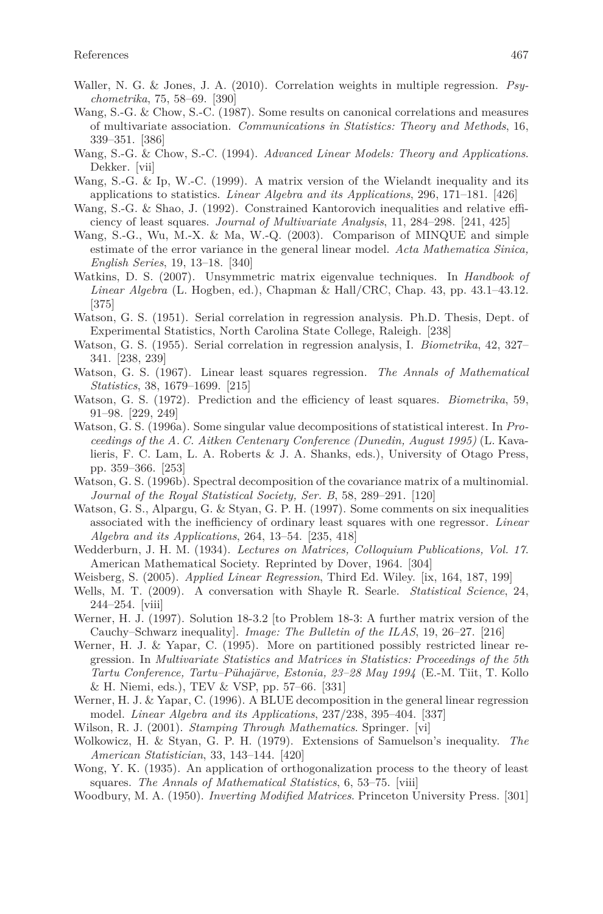Waller, N. G. & Jones, J. A. (2010). Correlation weights in multiple regression. *Psychometrika*, 75, 58–69. [390]

Wang, S.-G. & Chow, S.-C. (1987). Some results on canonical correlations and measures of multivariate association. *Communications in Statistics: Theory and Methods*, 16, 339–351. [386]

Wang, S.-G. & Chow, S.-C. (1994). *Advanced Linear Models: Theory and Applications*. Dekker. [vii]

Wang, S.-G. & Ip, W.-C. (1999). A matrix version of the Wielandt inequality and its applications to statistics. *Linear Algebra and its Applications*, 296, 171–181. [426]

Wang, S.-G. & Shao, J. (1992). Constrained Kantorovich inequalities and relative efficiency of least squares. *Journal of Multivariate Analysis*, 11, 284–298. [241, 425]

Wang, S.-G., Wu, M.-X. & Ma, W.-Q. (2003). Comparison of MINQUE and simple estimate of the error variance in the general linear model. *Acta Mathematica Sinica, English Series*, 19, 13–18. [340]

Watkins, D. S. (2007). Unsymmetric matrix eigenvalue techniques. In *Handbook of Linear Algebra* (L. Hogben, ed.), Chapman & Hall/CRC, Chap. 43, pp. 43.1–43.12. [375]

Watson, G. S. (1951). Serial correlation in regression analysis. Ph.D. Thesis, Dept. of Experimental Statistics, North Carolina State College, Raleigh. [238]

Watson, G. S. (1955). Serial correlation in regression analysis, I. *Biometrika*, 42, 327–341. [238, 239]

Watson, G. S. (1967). Linear least squares regression. *The Annals of Mathematical Statistics*, 38, 1679–1699. [215]

Watson, G. S. (1972). Prediction and the efficiency of least squares. *Biometrika*, 59, 91–98. [229, 249]

Watson, G. S. (1996a). Some singular value decompositions of statistical interest. In *Proceedings of the A. C. Aitken Centenary Conference (Dunedin, August 1995)* (L. Kavalieris, F. C. Lam, L. A. Roberts & J. A. Shanks, eds.), University of Otago Press, pp. 359–366. [253]

Watson, G. S. (1996b). Spectral decomposition of the covariance matrix of a multinomial. *Journal of the Royal Statistical Society, Ser. B*, 58, 289–291. [120]

Watson, G. S., Alpargu, G. & Styan, G. P. H. (1997). Some comments on six inequalities associated with the inefficiency of ordinary least squares with one regressor. *Linear Algebra and its Applications*, 264, 13–54. [235, 418]

Wedderburn, J. H. M. (1934). *Lectures on Matrices, Colloquium Publications, Vol. 17.* American Mathematical Society. Reprinted by Dover, 1964. [304]

Weisberg, S. (2005). *Applied Linear Regression*, Third Ed. Wiley. [ix, 164, 187, 199]

Wells, M. T. (2009). A conversation with Shayle R. Searle. *Statistical Science*, 24, 244–254. [viii]

Werner, H. J. (1997). Solution 18-3.2 [to Problem 18-3: A further matrix version of the Cauchy–Schwarz inequality]. *Image: The Bulletin of the ILAS*, 19, 26–27. [216]

Werner, H. J. & Yapar, C. (1995). More on partitioned possibly restricted linear regression. In *Multivariate Statistics and Matrices in Statistics: Proceedings of the 5th Tartu Conference, Tartu–Pühajärve, Estonia, 23–28 May 1994* (E.-M. Tiit, T. Kollo & H. Niemi, eds.), TEV & VSP, pp. 57–66. [331]

Werner, H. J. & Yapar, C. (1996). A BLUE decomposition in the general linear regression model. *Linear Algebra and its Applications*, 237/238, 395–404. [337]

Wilson, R. J. (2001). *Stamping Through Mathematics*. Springer. [vi]

Wolkowicz, H. & Styan, G. P. H. (1979). Extensions of Samuelson's inequality. *The American Statistician*, 33, 143–144. [420]

Wong, Y. K. (1935). An application of orthogonalization process to the theory of least squares. *The Annals of Mathematical Statistics*, 6, 53–75. [viii]

Woodbury, M. A. (1950). *Inverting Modified Matrices*. Princeton University Press. [301]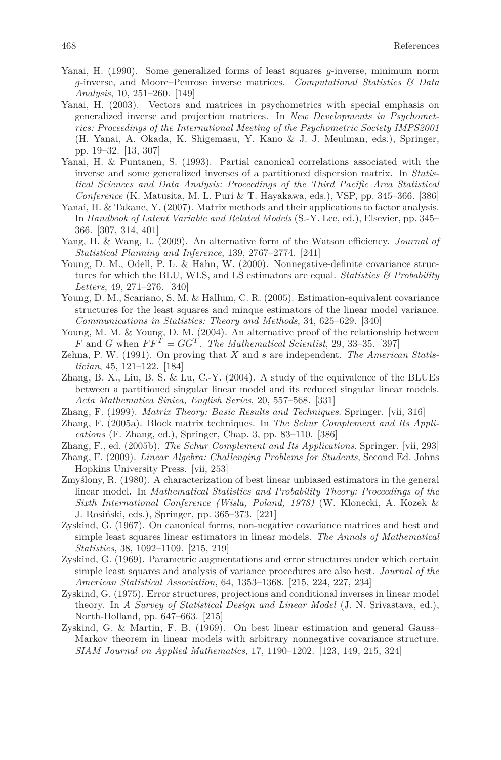Yanai, H. (1990). Some generalized forms of least squares $g$-inverse, minimum norm $g$-inverse, and Moore–Penrose inverse matrices. *Computational Statistics & Data Analysis*, 10, 251–260. [149]

Yanai, H. (2003). Vectors and matrices in psychometrics with special emphasis on generalized inverse and projection matrices. In *New Developments in Psychometrics: Proceedings of the International Meeting of the Psychometric Society IMPS2001* (H. Yanai, A. Okada, K. Shigemasu, Y. Kano & J. J. Meulman, eds.), Springer, pp. 19–32. [13, 307]

Yanai, H. & Puntanen, S. (1993). Partial canonical correlations associated with the inverse and some generalized inverses of a partitioned dispersion matrix. In *Statistical Sciences and Data Analysis: Proceedings of the Third Pacific Area Statistical Conference* (K. Matusita, M. L. Puri & T. Hayakawa, eds.), VSP, pp. 345–366. [386]

Yanai, H. & Takane, Y. (2007). Matrix methods and their applications to factor analysis. In *Handbook of Latent Variable and Related Models* (S.-Y. Lee, ed.), Elsevier, pp. 345–366. [307, 314, 401]

Yang, H. & Wang, L. (2009). An alternative form of the Watson efficiency. *Journal of Statistical Planning and Inference*, 139, 2767–2774. [241]

Young, D. M., Odell, P. L. & Hahn, W. (2000). Nonnegative-definite covariance structures for which the BLU, WLS, and LS estimators are equal. *Statistics & Probability Letters*, 49, 271–276. [340]

Young, D. M., Scariano, S. M. & Hallum, C. R. (2005). Estimation-equivalent covariance structures for the least squares and minque estimators of the linear model variance. *Communications in Statistics: Theory and Methods*, 34, 625–629. [340]

Young, M. M. & Young, D. M. (2004). An alternative proof of the relationship between $F$ and $G$ when $FF^T = GG^T$. *The Mathematical Scientist*, 29, 33–35. [397]

Zehna, P. W. (1991). On proving that $\bar{X}$ and $s$ are independent. *The American Statistician*, 45, 121–122. [184]

Zhang, B. X., Liu, B. S. & Lu, C.-Y. (2004). A study of the equivalence of the BLUEs between a partitioned singular linear model and its reduced singular linear models. *Acta Mathematica Sinica, English Series*, 20, 557–568. [331]

Zhang, F. (1999). *Matrix Theory: Basic Results and Techniques*. Springer. [vii, 316]

Zhang, F. (2005a). Block matrix techniques. In *The Schur Complement and Its Applications* (F. Zhang, ed.), Springer, Chap. 3, pp. 83–110. [386]

Zhang, F., ed. (2005b). *The Schur Complement and Its Applications*. Springer. [vii, 293]

Zhang, F. (2009). *Linear Algebra: Challenging Problems for Students*, Second Ed. Johns Hopkins University Press. [vii, 253]

Zmyślony, R. (1980). A characterization of best linear unbiased estimators in the general linear model. In *Mathematical Statistics and Probability Theory: Proceedings of the Sixth International Conference (Wisla, Poland, 1978)* (W. Klonecki, A. Kozek & J. Rosiński, eds.), Springer, pp. 365–373. [221]

Zyskind, G. (1967). On canonical forms, non-negative covariance matrices and best and simple least squares linear estimators in linear models. *The Annals of Mathematical Statistics*, 38, 1092–1109. [215, 219]

Zyskind, G. (1969). Parametric augmentations and error structures under which certain simple least squares and analysis of variance procedures are also best. *Journal of the American Statistical Association*, 64, 1353–1368. [215, 224, 227, 234]

Zyskind, G. (1975). Error structures, projections and conditional inverses in linear model theory. In *A Survey of Statistical Design and Linear Model* (J. N. Srivastava, ed.), North-Holland, pp. 647–663. [215]

Zyskind, G. & Martin, F. B. (1969). On best linear estimation and general Gauss–Markov theorem in linear models with arbitrary nonnegative covariance structure. *SIAM Journal on Applied Mathematics*, 17, 1190–1202. [123, 149, 215, 324]